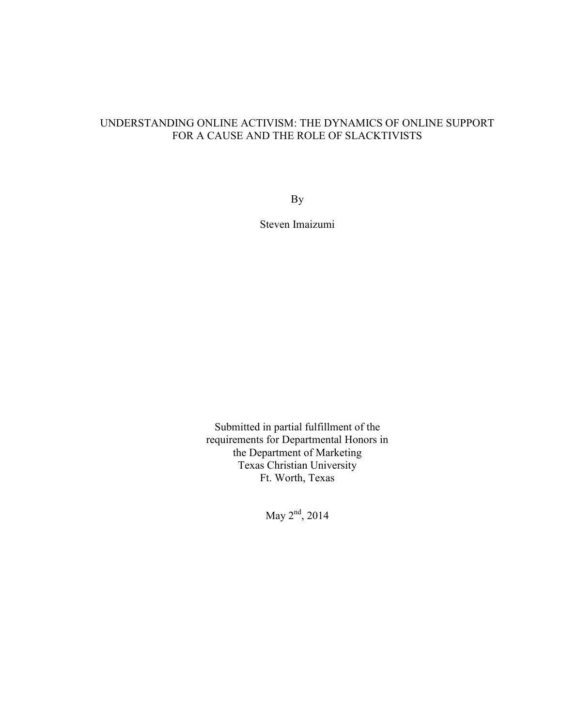# UNDERSTANDING ONLINE ACTIVISM: THE DYNAMICS OF ONLINE SUPPORT FOR A CAUSE AND THE ROLE OF SLACKTIVISTS

By

Steven Imaizumi

Submitted in partial fulfillment of the
requirements for Departmental Honors in
the Department of Marketing
Texas Christian University
Ft. Worth, Texas

May 2nd, 2014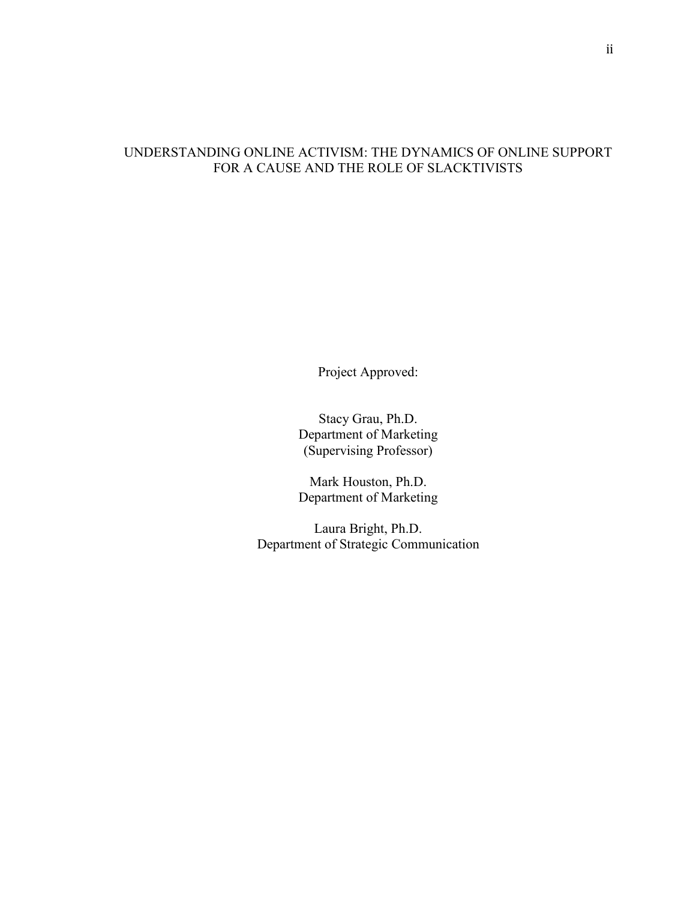UNDERSTANDING ONLINE ACTIVISM: THE DYNAMICS OF ONLINE SUPPORT FOR A CAUSE AND THE ROLE OF SLACKTIVISTS

Project Approved:

Stacy Grau, Ph.D.
Department of Marketing
(Supervising Professor)

Mark Houston, Ph.D.
Department of Marketing

Laura Bright, Ph.D.
Department of Strategic Communication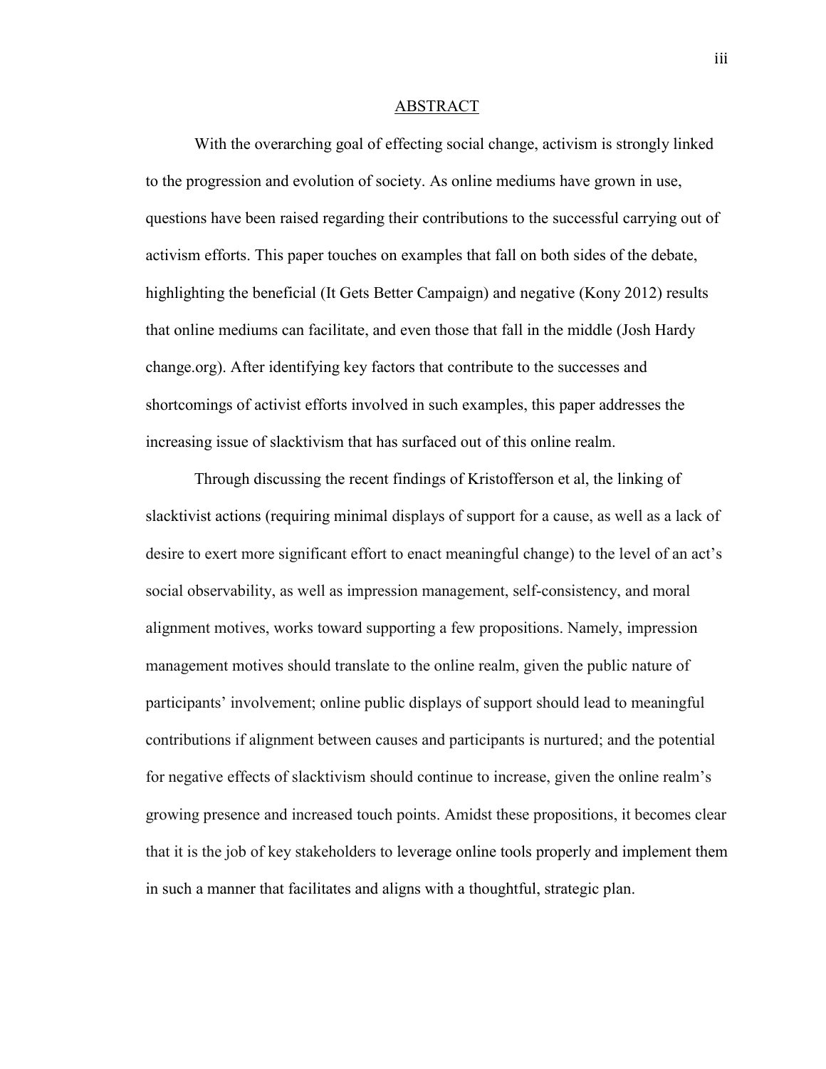## ABSTRACT

With the overarching goal of effecting social change, activism is strongly linked to the progression and evolution of society. As online mediums have grown in use, questions have been raised regarding their contributions to the successful carrying out of activism efforts. This paper touches on examples that fall on both sides of the debate, highlighting the beneficial (It Gets Better Campaign) and negative (Kony 2012) results that online mediums can facilitate, and even those that fall in the middle (Josh Hardy change.org). After identifying key factors that contribute to the successes and shortcomings of activist efforts involved in such examples, this paper addresses the increasing issue of slacktivism that has surfaced out of this online realm.

Through discussing the recent findings of Kristofferson et al, the linking of slacktivist actions (requiring minimal displays of support for a cause, as well as a lack of desire to exert more significant effort to enact meaningful change) to the level of an act's social observability, as well as impression management, self-consistency, and moral alignment motives, works toward supporting a few propositions. Namely, impression management motives should translate to the online realm, given the public nature of participants' involvement; online public displays of support should lead to meaningful contributions if alignment between causes and participants is nurtured; and the potential for negative effects of slacktivism should continue to increase, given the online realm's growing presence and increased touch points. Amidst these propositions, it becomes clear that it is the job of key stakeholders to leverage online tools properly and implement them in such a manner that facilitates and aligns with a thoughtful, strategic plan.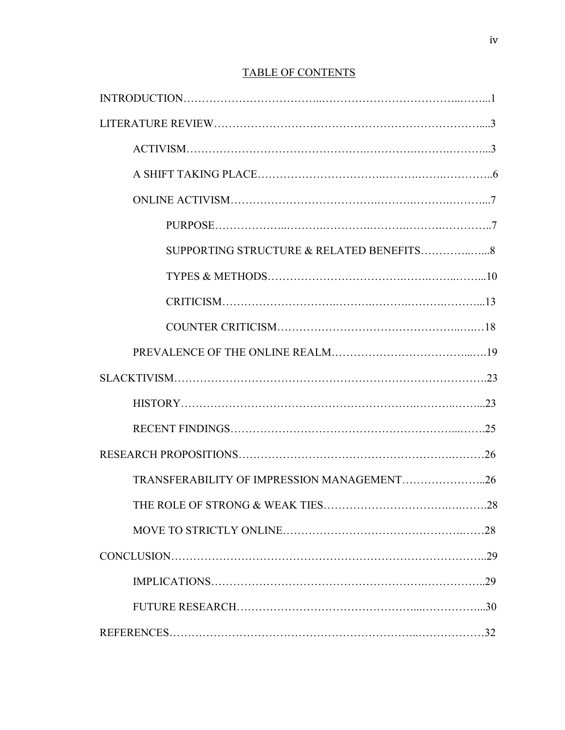## TABLE OF CONTENTS

INTRODUCTION……………………………..………………………………..……...1

LITERATURE REVIEW……………………………………………………………....3

- ACTIVISM……………………………………….………….…….….……...3
- A SHIFT TAKING PLACE………………………….……….…….………..6
- ONLINE ACTIVISM……………………………….…….….…….………...7
  - PURPOSE………………..……….………….…….….…….….………..7
  - SUPPORTING STRUCTURE & RELATED BENEFITS…………..…...8
  - TYPES & METHODS…………………………….…….…..……...10
  - CRITICISM………………………..…….……….…….….……...13
  - COUNTER CRITICISM…………………………………………..….…18
- PREVALENCE OF THE ONLINE REALM……………………………...….19

SLACKTIVISM……………………………………………………………………….23

- HISTORY…………………….……………………….……...……...23
- RECENT FINDINGS…………………………………………………...…….25

RESEARCH PROPOSITIONS……………………………………………….………26

- TRANSFERABILITY OF IMPRESSION MANAGEMENT………………...26
- THE ROLE OF STRONG & WEAK TIES………………………….….…….28
- MOVE TO STRICTLY ONLINE…………………………………….……28

CONCLUSION……………………………………………………………………..29

- IMPLICATIONS………………………………………………….……………..29
- FUTURE RESEARCH…………………………………………...……………...30

REFERENCES……………………………………………………..………………32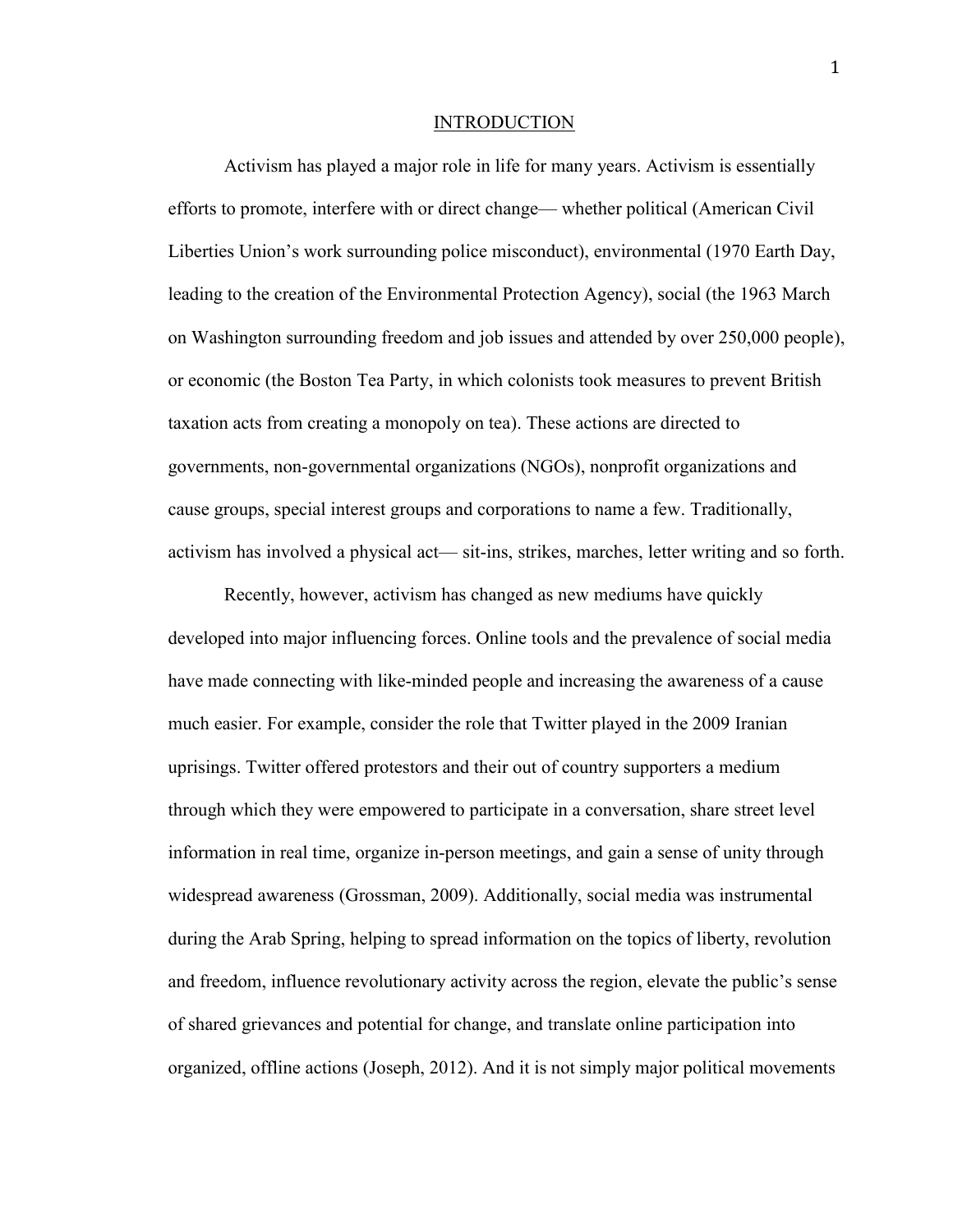# INTRODUCTION

Activism has played a major role in life for many years. Activism is essentially efforts to promote, interfere with or direct change— whether political (American Civil Liberties Union's work surrounding police misconduct), environmental (1970 Earth Day, leading to the creation of the Environmental Protection Agency), social (the 1963 March on Washington surrounding freedom and job issues and attended by over 250,000 people), or economic (the Boston Tea Party, in which colonists took measures to prevent British taxation acts from creating a monopoly on tea). These actions are directed to governments, non-governmental organizations (NGOs), nonprofit organizations and cause groups, special interest groups and corporations to name a few. Traditionally, activism has involved a physical act— sit-ins, strikes, marches, letter writing and so forth.

Recently, however, activism has changed as new mediums have quickly developed into major influencing forces. Online tools and the prevalence of social media have made connecting with like-minded people and increasing the awareness of a cause much easier. For example, consider the role that Twitter played in the 2009 Iranian uprisings. Twitter offered protestors and their out of country supporters a medium through which they were empowered to participate in a conversation, share street level information in real time, organize in-person meetings, and gain a sense of unity through widespread awareness (Grossman, 2009). Additionally, social media was instrumental during the Arab Spring, helping to spread information on the topics of liberty, revolution and freedom, influence revolutionary activity across the region, elevate the public's sense of shared grievances and potential for change, and translate online participation into organized, offline actions (Joseph, 2012). And it is not simply major political movements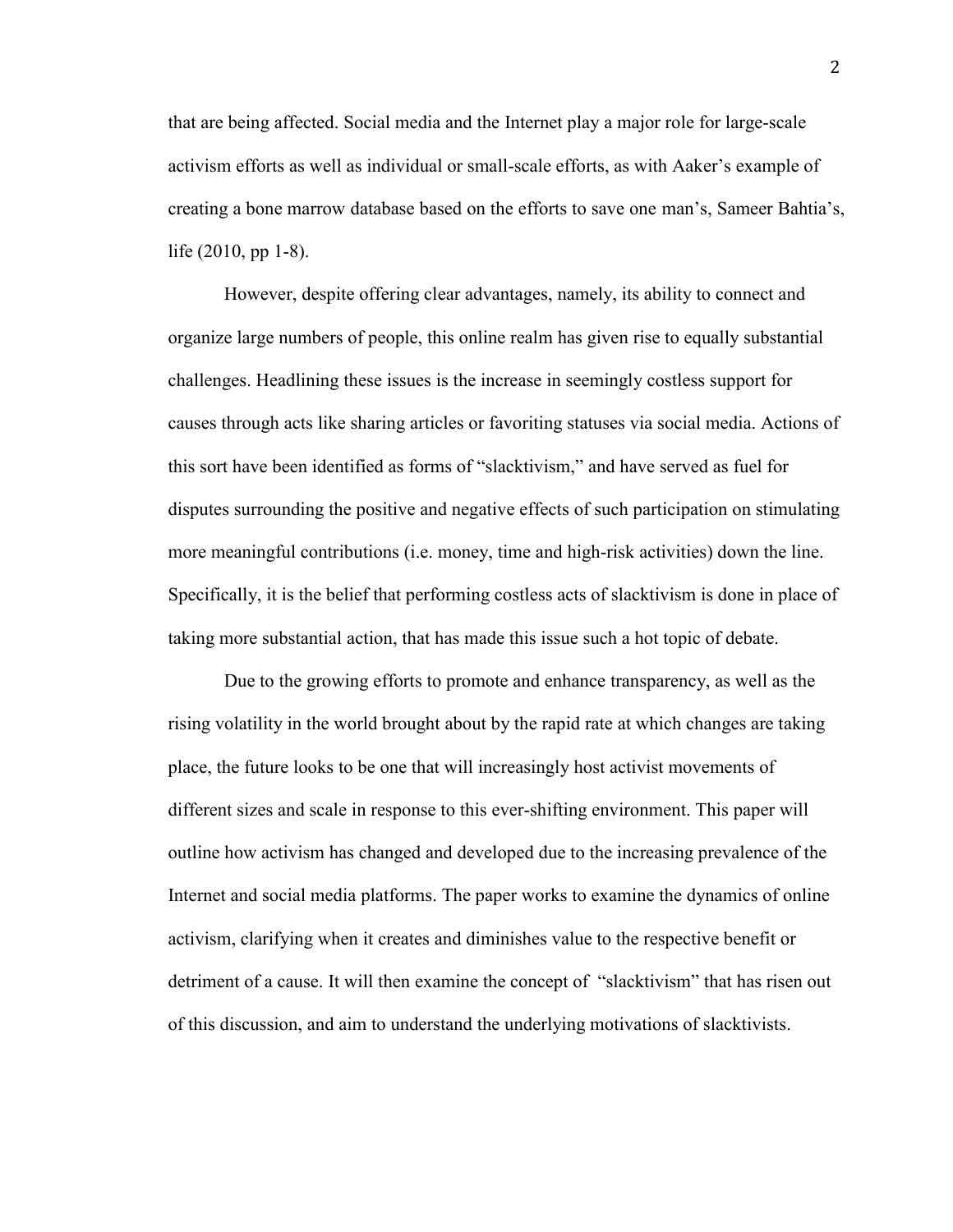that are being affected. Social media and the Internet play a major role for large-scale activism efforts as well as individual or small-scale efforts, as with Aaker's example of creating a bone marrow database based on the efforts to save one man's, Sameer Bahtia's, life (2010, pp 1-8).

However, despite offering clear advantages, namely, its ability to connect and organize large numbers of people, this online realm has given rise to equally substantial challenges. Headlining these issues is the increase in seemingly costless support for causes through acts like sharing articles or favoriting statuses via social media. Actions of this sort have been identified as forms of "slacktivism," and have served as fuel for disputes surrounding the positive and negative effects of such participation on stimulating more meaningful contributions (i.e. money, time and high-risk activities) down the line. Specifically, it is the belief that performing costless acts of slacktivism is done in place of taking more substantial action, that has made this issue such a hot topic of debate.

Due to the growing efforts to promote and enhance transparency, as well as the rising volatility in the world brought about by the rapid rate at which changes are taking place, the future looks to be one that will increasingly host activist movements of different sizes and scale in response to this ever-shifting environment. This paper will outline how activism has changed and developed due to the increasing prevalence of the Internet and social media platforms. The paper works to examine the dynamics of online activism, clarifying when it creates and diminishes value to the respective benefit or detriment of a cause. It will then examine the concept of "slacktivism" that has risen out of this discussion, and aim to understand the underlying motivations of slacktivists.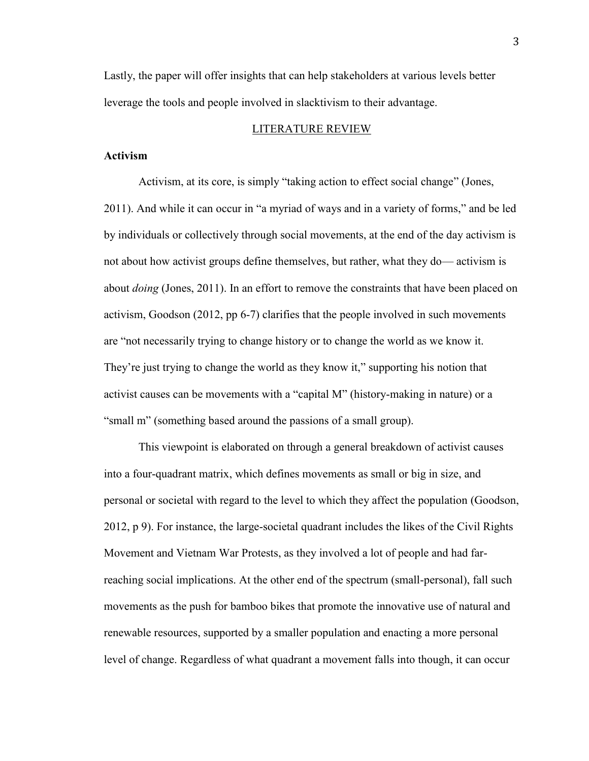Lastly, the paper will offer insights that can help stakeholders at various levels better leverage the tools and people involved in slacktivism to their advantage.

## LITERATURE REVIEW

### Activism

Activism, at its core, is simply "taking action to effect social change" (Jones, 2011). And while it can occur in "a myriad of ways and in a variety of forms," and be led by individuals or collectively through social movements, at the end of the day activism is not about how activist groups define themselves, but rather, what they do— activism is about *doing* (Jones, 2011). In an effort to remove the constraints that have been placed on activism, Goodson (2012, pp 6-7) clarifies that the people involved in such movements are "not necessarily trying to change history or to change the world as we know it. They're just trying to change the world as they know it," supporting his notion that activist causes can be movements with a "capital M" (history-making in nature) or a "small m" (something based around the passions of a small group).

This viewpoint is elaborated on through a general breakdown of activist causes into a four-quadrant matrix, which defines movements as small or big in size, and personal or societal with regard to the level to which they affect the population (Goodson, 2012, p 9). For instance, the large-societal quadrant includes the likes of the Civil Rights Movement and Vietnam War Protests, as they involved a lot of people and had far-reaching social implications. At the other end of the spectrum (small-personal), fall such movements as the push for bamboo bikes that promote the innovative use of natural and renewable resources, supported by a smaller population and enacting a more personal level of change. Regardless of what quadrant a movement falls into though, it can occur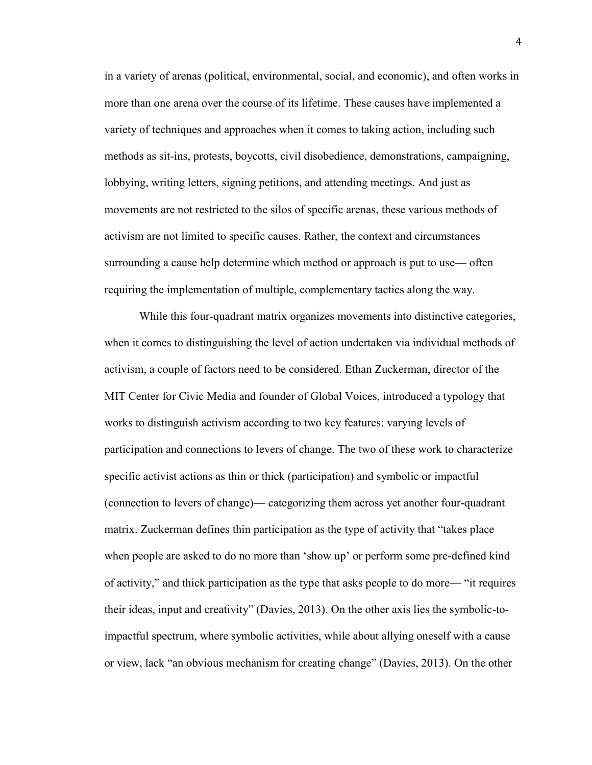in a variety of arenas (political, environmental, social, and economic), and often works in more than one arena over the course of its lifetime. These causes have implemented a variety of techniques and approaches when it comes to taking action, including such methods as sit-ins, protests, boycotts, civil disobedience, demonstrations, campaigning, lobbying, writing letters, signing petitions, and attending meetings. And just as movements are not restricted to the silos of specific arenas, these various methods of activism are not limited to specific causes. Rather, the context and circumstances surrounding a cause help determine which method or approach is put to use— often requiring the implementation of multiple, complementary tactics along the way.

While this four-quadrant matrix organizes movements into distinctive categories, when it comes to distinguishing the level of action undertaken via individual methods of activism, a couple of factors need to be considered. Ethan Zuckerman, director of the MIT Center for Civic Media and founder of Global Voices, introduced a typology that works to distinguish activism according to two key features: varying levels of participation and connections to levers of change. The two of these work to characterize specific activist actions as thin or thick (participation) and symbolic or impactful (connection to levers of change)— categorizing them across yet another four-quadrant matrix. Zuckerman defines thin participation as the type of activity that "takes place when people are asked to do no more than 'show up' or perform some pre-defined kind of activity," and thick participation as the type that asks people to do more— "it requires their ideas, input and creativity" (Davies, 2013). On the other axis lies the symbolic-to-impactful spectrum, where symbolic activities, while about allying oneself with a cause or view, lack "an obvious mechanism for creating change" (Davies, 2013). On the other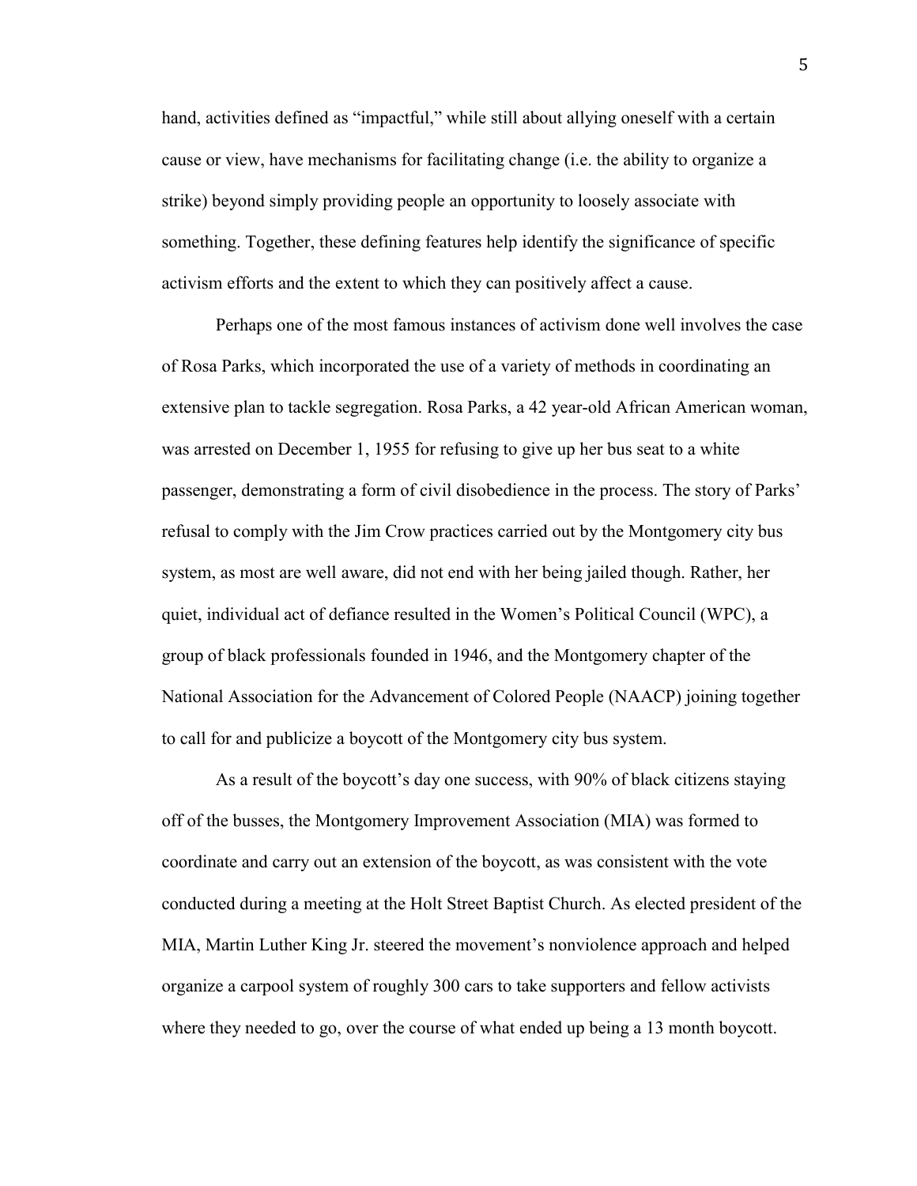hand, activities defined as "impactful," while still about allying oneself with a certain cause or view, have mechanisms for facilitating change (i.e. the ability to organize a strike) beyond simply providing people an opportunity to loosely associate with something. Together, these defining features help identify the significance of specific activism efforts and the extent to which they can positively affect a cause.

Perhaps one of the most famous instances of activism done well involves the case of Rosa Parks, which incorporated the use of a variety of methods in coordinating an extensive plan to tackle segregation. Rosa Parks, a 42 year-old African American woman, was arrested on December 1, 1955 for refusing to give up her bus seat to a white passenger, demonstrating a form of civil disobedience in the process. The story of Parks' refusal to comply with the Jim Crow practices carried out by the Montgomery city bus system, as most are well aware, did not end with her being jailed though. Rather, her quiet, individual act of defiance resulted in the Women's Political Council (WPC), a group of black professionals founded in 1946, and the Montgomery chapter of the National Association for the Advancement of Colored People (NAACP) joining together to call for and publicize a boycott of the Montgomery city bus system.

As a result of the boycott's day one success, with 90% of black citizens staying off of the busses, the Montgomery Improvement Association (MIA) was formed to coordinate and carry out an extension of the boycott, as was consistent with the vote conducted during a meeting at the Holt Street Baptist Church. As elected president of the MIA, Martin Luther King Jr. steered the movement's nonviolence approach and helped organize a carpool system of roughly 300 cars to take supporters and fellow activists where they needed to go, over the course of what ended up being a 13 month boycott.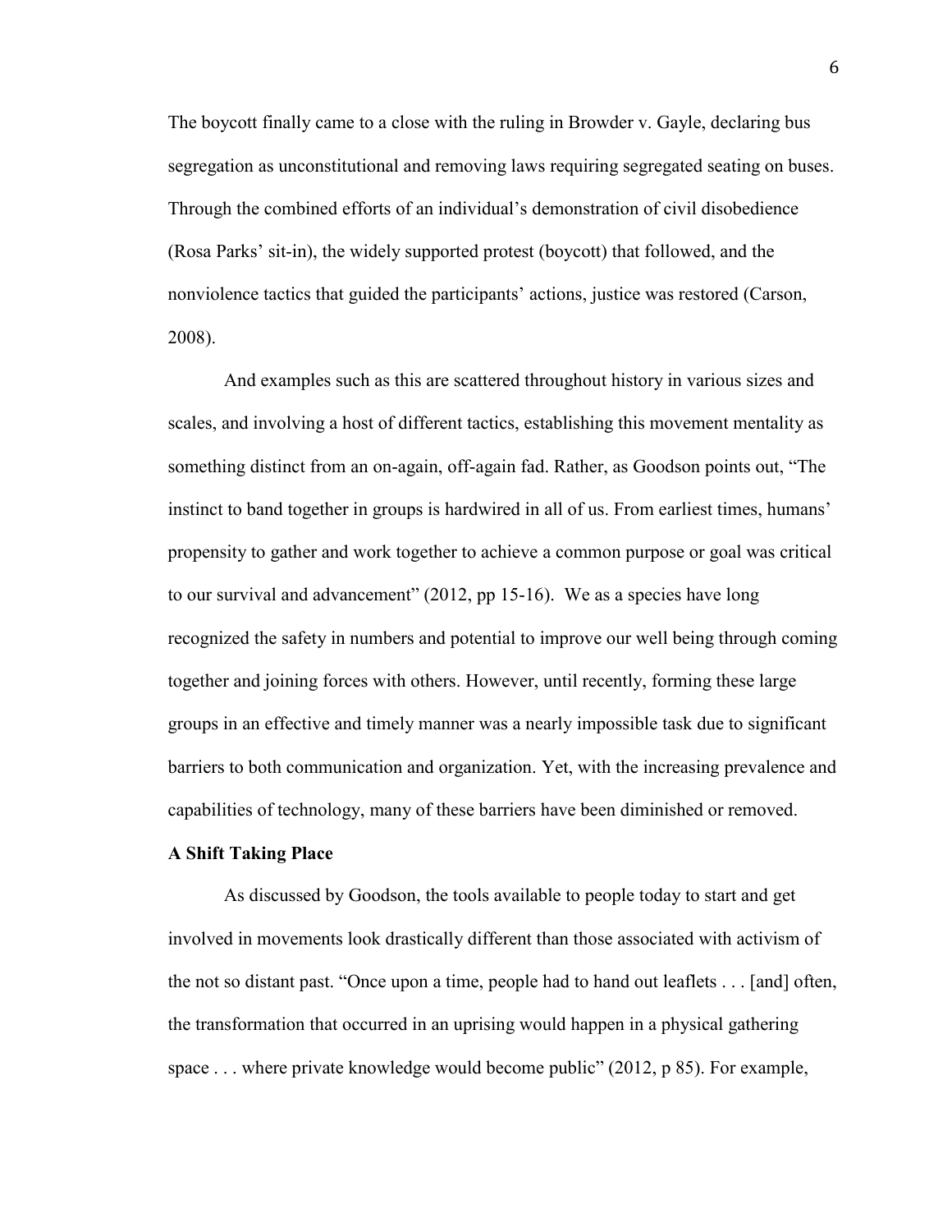The boycott finally came to a close with the ruling in Browder v. Gayle, declaring bus segregation as unconstitutional and removing laws requiring segregated seating on buses. Through the combined efforts of an individual's demonstration of civil disobedience (Rosa Parks' sit-in), the widely supported protest (boycott) that followed, and the nonviolence tactics that guided the participants' actions, justice was restored (Carson, 2008).

And examples such as this are scattered throughout history in various sizes and scales, and involving a host of different tactics, establishing this movement mentality as something distinct from an on-again, off-again fad. Rather, as Goodson points out, "The instinct to band together in groups is hardwired in all of us. From earliest times, humans' propensity to gather and work together to achieve a common purpose or goal was critical to our survival and advancement" (2012, pp 15-16). We as a species have long recognized the safety in numbers and potential to improve our well being through coming together and joining forces with others. However, until recently, forming these large groups in an effective and timely manner was a nearly impossible task due to significant barriers to both communication and organization. Yet, with the increasing prevalence and capabilities of technology, many of these barriers have been diminished or removed.

**A Shift Taking Place**

As discussed by Goodson, the tools available to people today to start and get involved in movements look drastically different than those associated with activism of the not so distant past. "Once upon a time, people had to hand out leaflets . . . [and] often, the transformation that occurred in an uprising would happen in a physical gathering space . . . where private knowledge would become public" (2012, p 85). For example,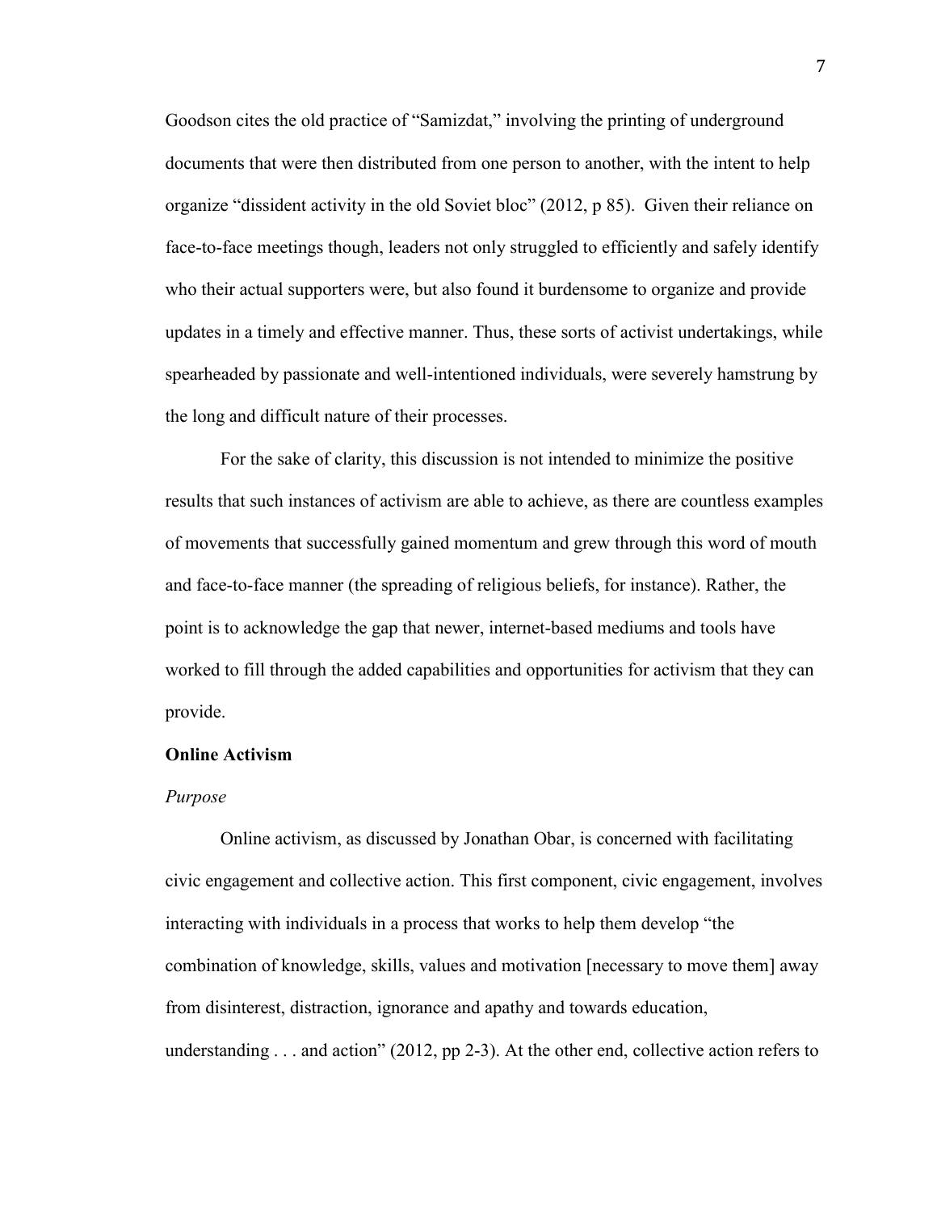Goodson cites the old practice of "Samizdat," involving the printing of underground documents that were then distributed from one person to another, with the intent to help organize "dissident activity in the old Soviet bloc" (2012, p 85). Given their reliance on face-to-face meetings though, leaders not only struggled to efficiently and safely identify who their actual supporters were, but also found it burdensome to organize and provide updates in a timely and effective manner. Thus, these sorts of activist undertakings, while spearheaded by passionate and well-intentioned individuals, were severely hamstrung by the long and difficult nature of their processes.

For the sake of clarity, this discussion is not intended to minimize the positive results that such instances of activism are able to achieve, as there are countless examples of movements that successfully gained momentum and grew through this word of mouth and face-to-face manner (the spreading of religious beliefs, for instance). Rather, the point is to acknowledge the gap that newer, internet-based mediums and tools have worked to fill through the added capabilities and opportunities for activism that they can provide.

**Online Activism**

*Purpose*

Online activism, as discussed by Jonathan Obar, is concerned with facilitating civic engagement and collective action. This first component, civic engagement, involves interacting with individuals in a process that works to help them develop "the combination of knowledge, skills, values and motivation [necessary to move them] away from disinterest, distraction, ignorance and apathy and towards education, understanding . . . and action" (2012, pp 2-3). At the other end, collective action refers to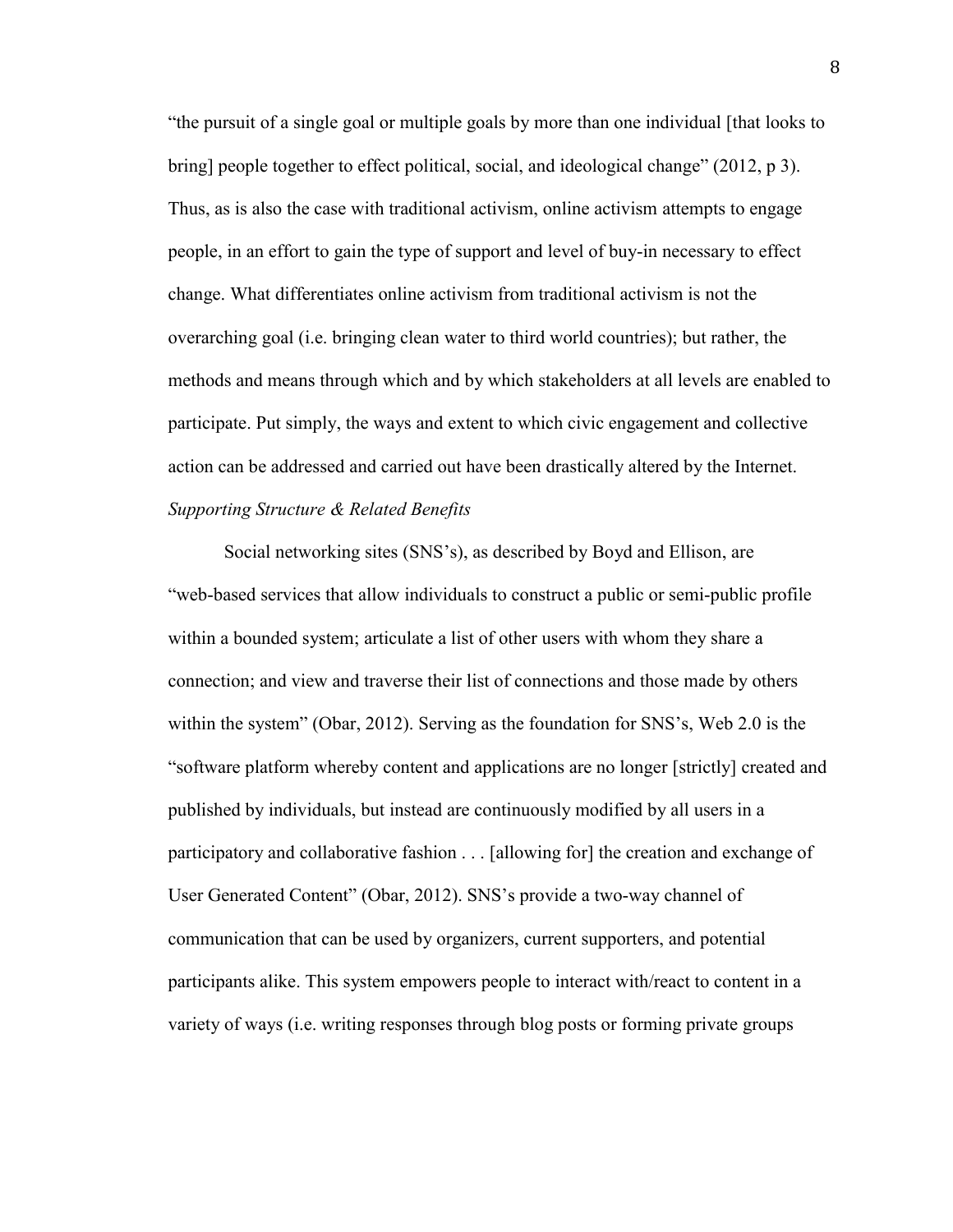"the pursuit of a single goal or multiple goals by more than one individual [that looks to bring] people together to effect political, social, and ideological change" (2012, p 3). Thus, as is also the case with traditional activism, online activism attempts to engage people, in an effort to gain the type of support and level of buy-in necessary to effect change. What differentiates online activism from traditional activism is not the overarching goal (i.e. bringing clean water to third world countries); but rather, the methods and means through which and by which stakeholders at all levels are enabled to participate. Put simply, the ways and extent to which civic engagement and collective action can be addressed and carried out have been drastically altered by the Internet.

*Supporting Structure & Related Benefits*

Social networking sites (SNS's), as described by Boyd and Ellison, are "web-based services that allow individuals to construct a public or semi-public profile within a bounded system; articulate a list of other users with whom they share a connection; and view and traverse their list of connections and those made by others within the system" (Obar, 2012). Serving as the foundation for SNS's, Web 2.0 is the "software platform whereby content and applications are no longer [strictly] created and published by individuals, but instead are continuously modified by all users in a participatory and collaborative fashion . . . [allowing for] the creation and exchange of User Generated Content" (Obar, 2012). SNS's provide a two-way channel of communication that can be used by organizers, current supporters, and potential participants alike. This system empowers people to interact with/react to content in a variety of ways (i.e. writing responses through blog posts or forming private groups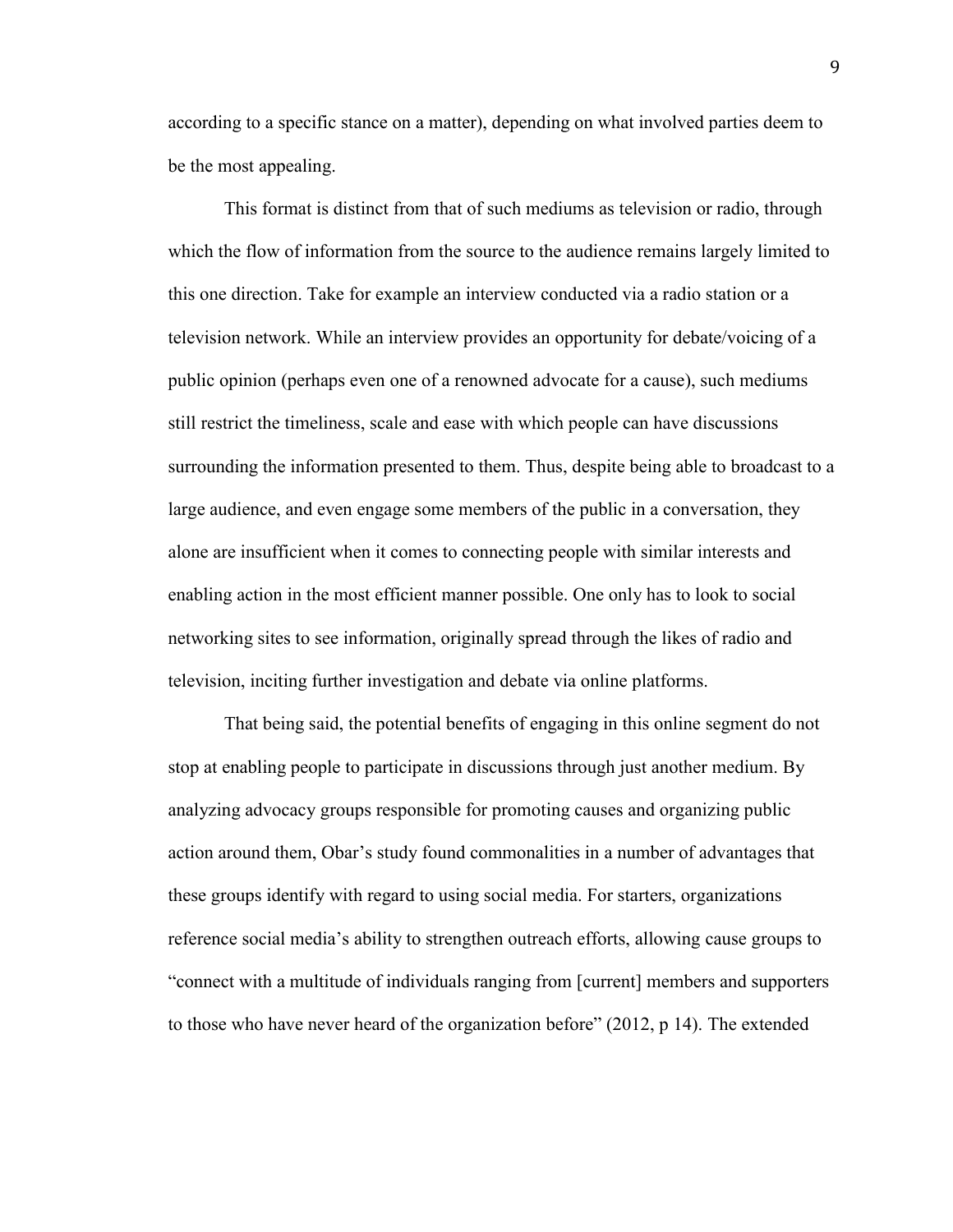according to a specific stance on a matter), depending on what involved parties deem to be the most appealing.

This format is distinct from that of such mediums as television or radio, through which the flow of information from the source to the audience remains largely limited to this one direction. Take for example an interview conducted via a radio station or a television network. While an interview provides an opportunity for debate/voicing of a public opinion (perhaps even one of a renowned advocate for a cause), such mediums still restrict the timeliness, scale and ease with which people can have discussions surrounding the information presented to them. Thus, despite being able to broadcast to a large audience, and even engage some members of the public in a conversation, they alone are insufficient when it comes to connecting people with similar interests and enabling action in the most efficient manner possible. One only has to look to social networking sites to see information, originally spread through the likes of radio and television, inciting further investigation and debate via online platforms.

That being said, the potential benefits of engaging in this online segment do not stop at enabling people to participate in discussions through just another medium. By analyzing advocacy groups responsible for promoting causes and organizing public action around them, Obar's study found commonalities in a number of advantages that these groups identify with regard to using social media. For starters, organizations reference social media's ability to strengthen outreach efforts, allowing cause groups to "connect with a multitude of individuals ranging from [current] members and supporters to those who have never heard of the organization before" (2012, p 14). The extended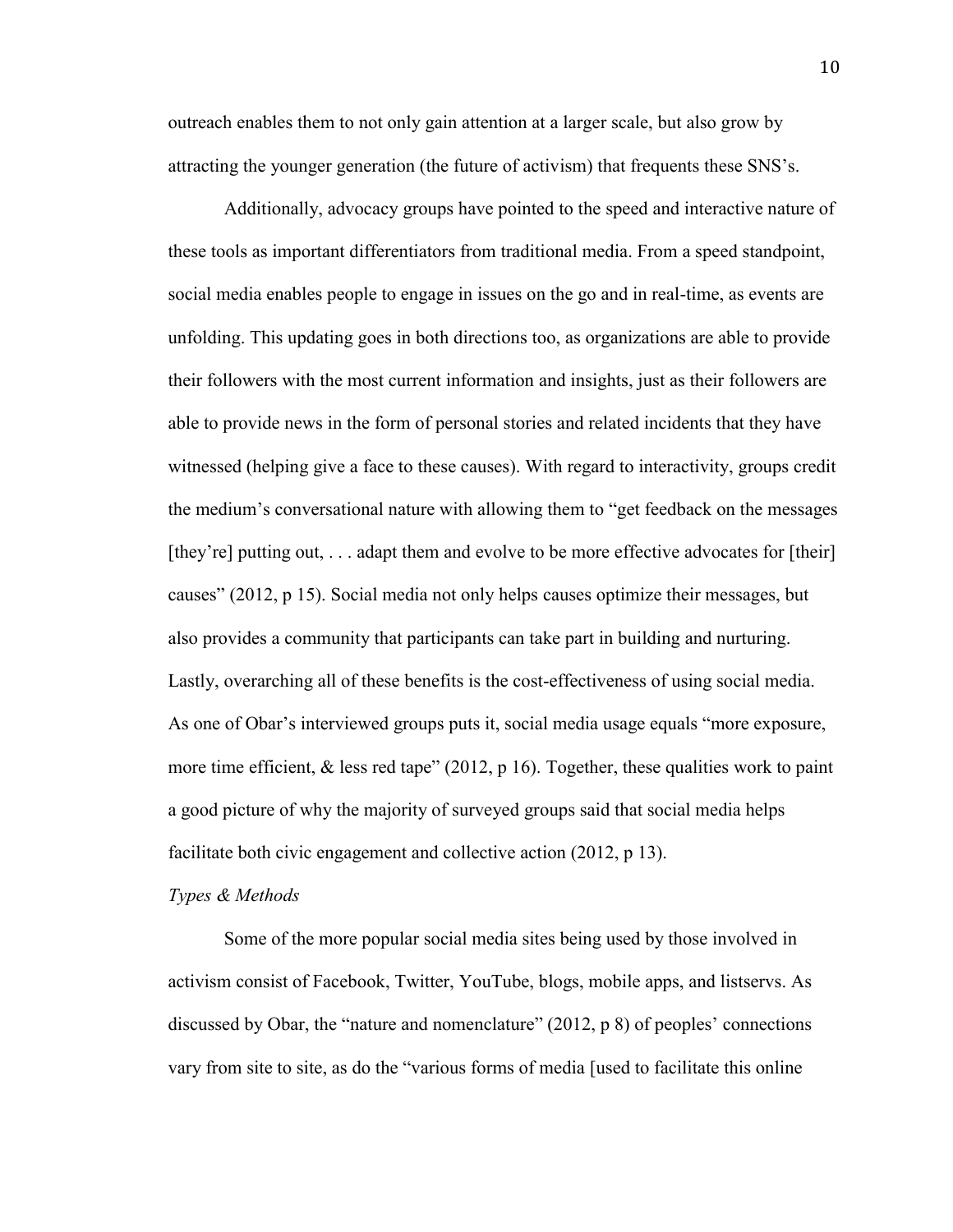outreach enables them to not only gain attention at a larger scale, but also grow by attracting the younger generation (the future of activism) that frequents these SNS's.

Additionally, advocacy groups have pointed to the speed and interactive nature of these tools as important differentiators from traditional media. From a speed standpoint, social media enables people to engage in issues on the go and in real-time, as events are unfolding. This updating goes in both directions too, as organizations are able to provide their followers with the most current information and insights, just as their followers are able to provide news in the form of personal stories and related incidents that they have witnessed (helping give a face to these causes). With regard to interactivity, groups credit the medium's conversational nature with allowing them to "get feedback on the messages [they're] putting out, . . . adapt them and evolve to be more effective advocates for [their] causes" (2012, p 15). Social media not only helps causes optimize their messages, but also provides a community that participants can take part in building and nurturing. Lastly, overarching all of these benefits is the cost-effectiveness of using social media. As one of Obar's interviewed groups puts it, social media usage equals "more exposure, more time efficient, & less red tape" (2012, p 16). Together, these qualities work to paint a good picture of why the majority of surveyed groups said that social media helps facilitate both civic engagement and collective action (2012, p 13).

*Types & Methods*

Some of the more popular social media sites being used by those involved in activism consist of Facebook, Twitter, YouTube, blogs, mobile apps, and listservs. As discussed by Obar, the "nature and nomenclature" (2012, p 8) of peoples' connections vary from site to site, as do the "various forms of media [used to facilitate this online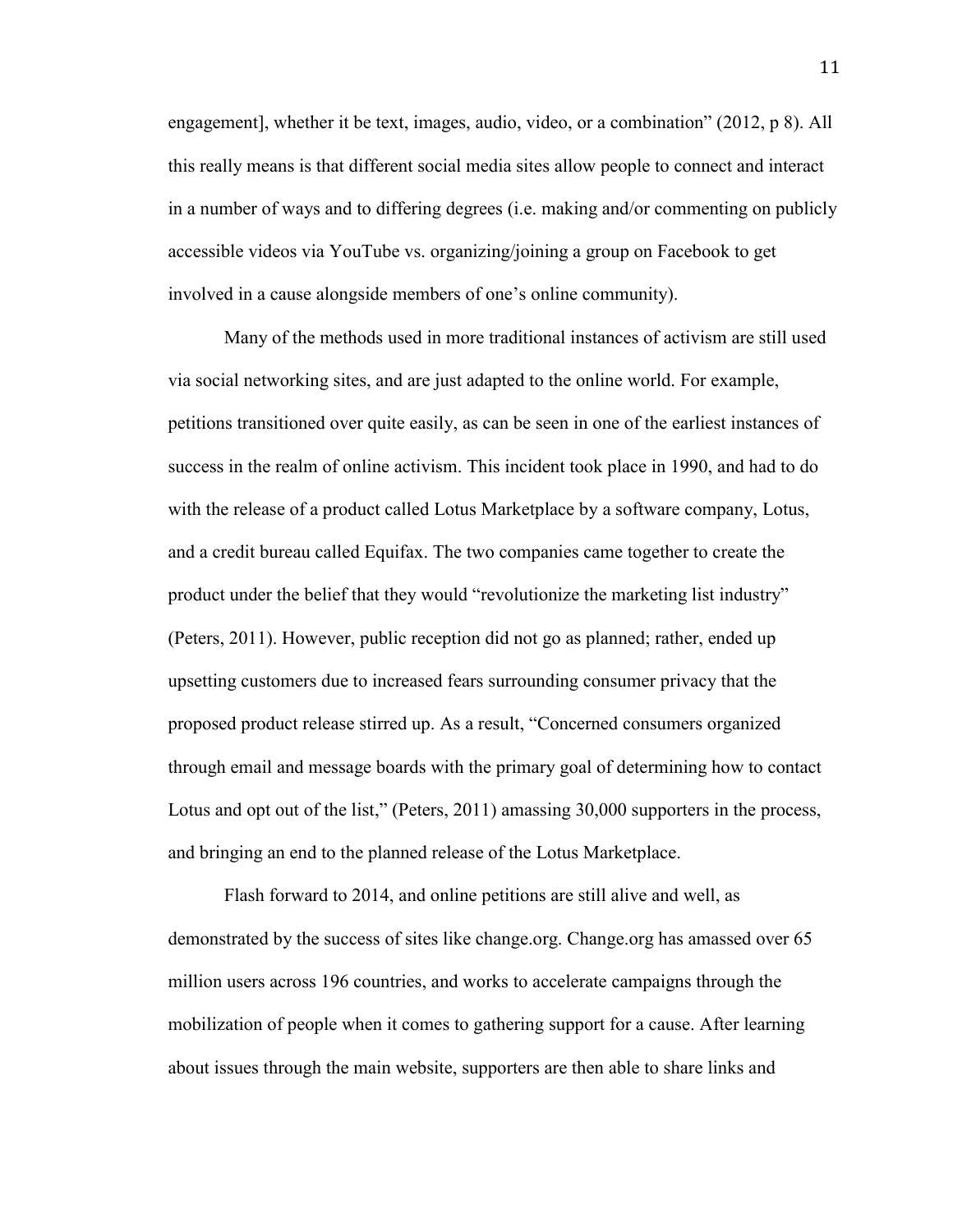engagement], whether it be text, images, audio, video, or a combination" (2012, p 8). All this really means is that different social media sites allow people to connect and interact in a number of ways and to differing degrees (i.e. making and/or commenting on publicly accessible videos via YouTube vs. organizing/joining a group on Facebook to get involved in a cause alongside members of one's online community).

Many of the methods used in more traditional instances of activism are still used via social networking sites, and are just adapted to the online world. For example, petitions transitioned over quite easily, as can be seen in one of the earliest instances of success in the realm of online activism. This incident took place in 1990, and had to do with the release of a product called Lotus Marketplace by a software company, Lotus, and a credit bureau called Equifax. The two companies came together to create the product under the belief that they would "revolutionize the marketing list industry" (Peters, 2011). However, public reception did not go as planned; rather, ended up upsetting customers due to increased fears surrounding consumer privacy that the proposed product release stirred up. As a result, "Concerned consumers organized through email and message boards with the primary goal of determining how to contact Lotus and opt out of the list," (Peters, 2011) amassing 30,000 supporters in the process, and bringing an end to the planned release of the Lotus Marketplace.

Flash forward to 2014, and online petitions are still alive and well, as demonstrated by the success of sites like change.org. Change.org has amassed over 65 million users across 196 countries, and works to accelerate campaigns through the mobilization of people when it comes to gathering support for a cause. After learning about issues through the main website, supporters are then able to share links and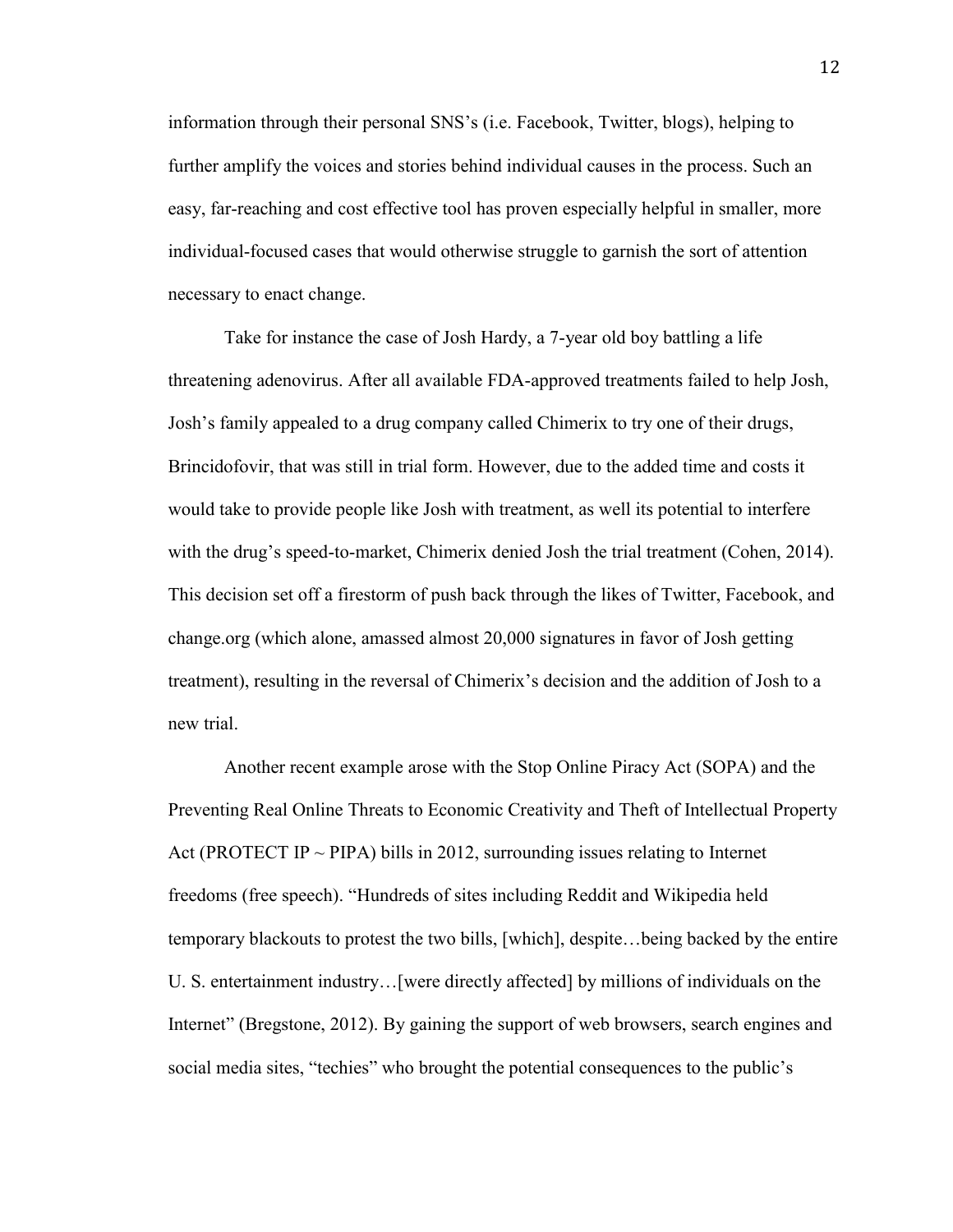information through their personal SNS's (i.e. Facebook, Twitter, blogs), helping to further amplify the voices and stories behind individual causes in the process. Such an easy, far-reaching and cost effective tool has proven especially helpful in smaller, more individual-focused cases that would otherwise struggle to garnish the sort of attention necessary to enact change.

Take for instance the case of Josh Hardy, a 7-year old boy battling a life threatening adenovirus. After all available FDA-approved treatments failed to help Josh, Josh's family appealed to a drug company called Chimerix to try one of their drugs, Brincidofovir, that was still in trial form. However, due to the added time and costs it would take to provide people like Josh with treatment, as well its potential to interfere with the drug's speed-to-market, Chimerix denied Josh the trial treatment (Cohen, 2014). This decision set off a firestorm of push back through the likes of Twitter, Facebook, and change.org (which alone, amassed almost 20,000 signatures in favor of Josh getting treatment), resulting in the reversal of Chimerix's decision and the addition of Josh to a new trial.

Another recent example arose with the Stop Online Piracy Act (SOPA) and the Preventing Real Online Threats to Economic Creativity and Theft of Intellectual Property Act (PROTECT IP ~ PIPA) bills in 2012, surrounding issues relating to Internet freedoms (free speech). "Hundreds of sites including Reddit and Wikipedia held temporary blackouts to protest the two bills, [which], despite…being backed by the entire U. S. entertainment industry…[were directly affected] by millions of individuals on the Internet" (Bregstone, 2012). By gaining the support of web browsers, search engines and social media sites, "techies" who brought the potential consequences to the public's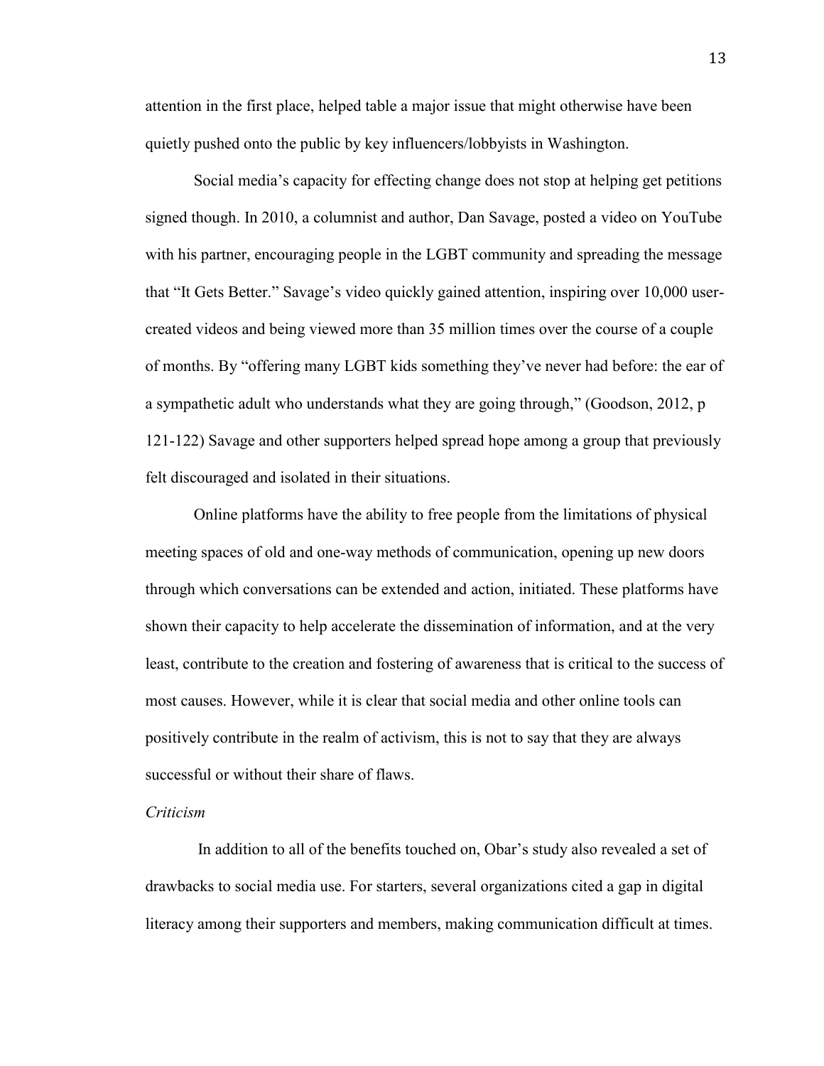attention in the first place, helped table a major issue that might otherwise have been quietly pushed onto the public by key influencers/lobbyists in Washington.

Social media's capacity for effecting change does not stop at helping get petitions signed though. In 2010, a columnist and author, Dan Savage, posted a video on YouTube with his partner, encouraging people in the LGBT community and spreading the message that "It Gets Better." Savage's video quickly gained attention, inspiring over 10,000 user-created videos and being viewed more than 35 million times over the course of a couple of months. By "offering many LGBT kids something they've never had before: the ear of a sympathetic adult who understands what they are going through," (Goodson, 2012, p 121-122) Savage and other supporters helped spread hope among a group that previously felt discouraged and isolated in their situations.

Online platforms have the ability to free people from the limitations of physical meeting spaces of old and one-way methods of communication, opening up new doors through which conversations can be extended and action, initiated. These platforms have shown their capacity to help accelerate the dissemination of information, and at the very least, contribute to the creation and fostering of awareness that is critical to the success of most causes. However, while it is clear that social media and other online tools can positively contribute in the realm of activism, this is not to say that they are always successful or without their share of flaws.

*Criticism*

In addition to all of the benefits touched on, Obar's study also revealed a set of drawbacks to social media use. For starters, several organizations cited a gap in digital literacy among their supporters and members, making communication difficult at times.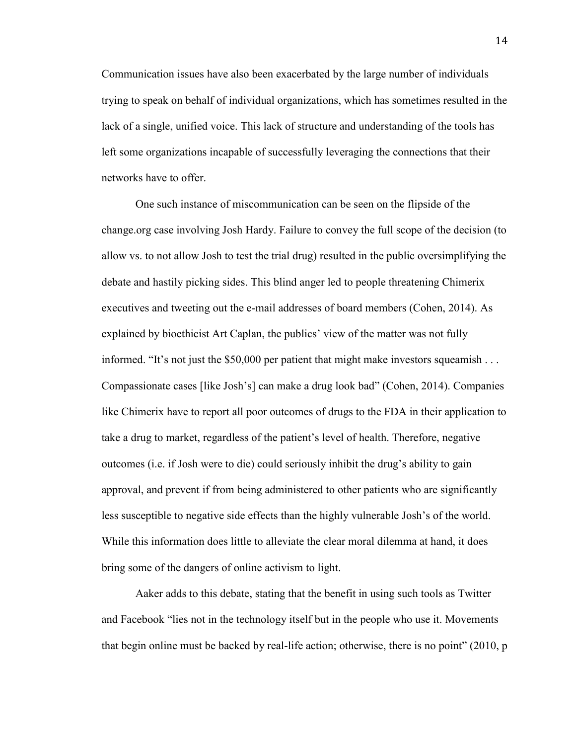Communication issues have also been exacerbated by the large number of individuals trying to speak on behalf of individual organizations, which has sometimes resulted in the lack of a single, unified voice. This lack of structure and understanding of the tools has left some organizations incapable of successfully leveraging the connections that their networks have to offer.

One such instance of miscommunication can be seen on the flipside of the change.org case involving Josh Hardy. Failure to convey the full scope of the decision (to allow vs. to not allow Josh to test the trial drug) resulted in the public oversimplifying the debate and hastily picking sides. This blind anger led to people threatening Chimerix executives and tweeting out the e-mail addresses of board members (Cohen, 2014). As explained by bioethicist Art Caplan, the publics' view of the matter was not fully informed. "It's not just the $50,000 per patient that might make investors squeamish . . . Compassionate cases [like Josh's] can make a drug look bad" (Cohen, 2014). Companies like Chimerix have to report all poor outcomes of drugs to the FDA in their application to take a drug to market, regardless of the patient's level of health. Therefore, negative outcomes (i.e. if Josh were to die) could seriously inhibit the drug's ability to gain approval, and prevent if from being administered to other patients who are significantly less susceptible to negative side effects than the highly vulnerable Josh's of the world. While this information does little to alleviate the clear moral dilemma at hand, it does bring some of the dangers of online activism to light.

Aaker adds to this debate, stating that the benefit in using such tools as Twitter and Facebook "lies not in the technology itself but in the people who use it. Movements that begin online must be backed by real-life action; otherwise, there is no point" (2010, p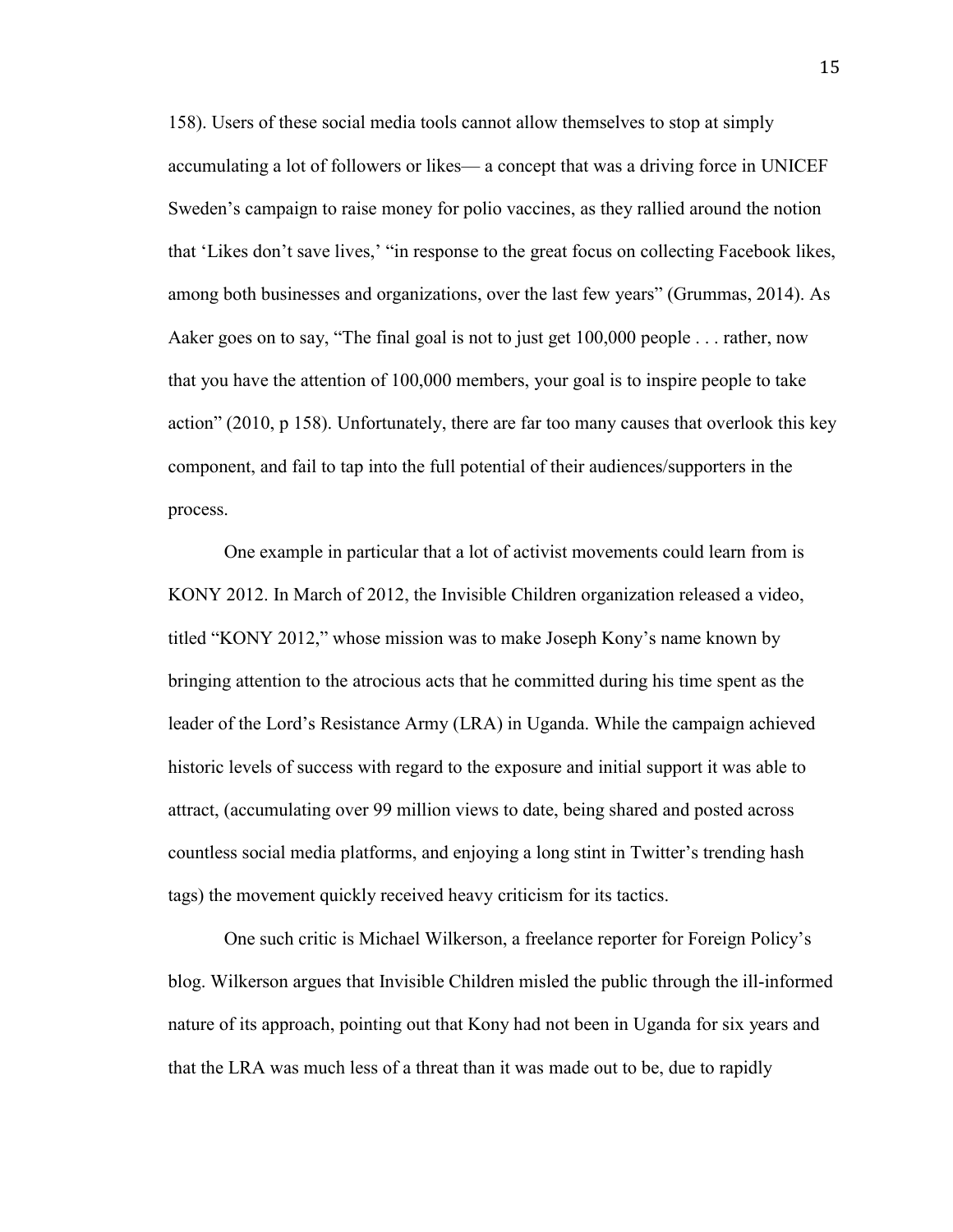158). Users of these social media tools cannot allow themselves to stop at simply accumulating a lot of followers or likes— a concept that was a driving force in UNICEF Sweden's campaign to raise money for polio vaccines, as they rallied around the notion that 'Likes don't save lives,' "in response to the great focus on collecting Facebook likes, among both businesses and organizations, over the last few years" (Grummas, 2014). As Aaker goes on to say, "The final goal is not to just get 100,000 people . . . rather, now that you have the attention of 100,000 members, your goal is to inspire people to take action" (2010, p 158). Unfortunately, there are far too many causes that overlook this key component, and fail to tap into the full potential of their audiences/supporters in the process.

One example in particular that a lot of activist movements could learn from is KONY 2012. In March of 2012, the Invisible Children organization released a video, titled "KONY 2012," whose mission was to make Joseph Kony's name known by bringing attention to the atrocious acts that he committed during his time spent as the leader of the Lord's Resistance Army (LRA) in Uganda. While the campaign achieved historic levels of success with regard to the exposure and initial support it was able to attract, (accumulating over 99 million views to date, being shared and posted across countless social media platforms, and enjoying a long stint in Twitter's trending hash tags) the movement quickly received heavy criticism for its tactics.

One such critic is Michael Wilkerson, a freelance reporter for Foreign Policy's blog. Wilkerson argues that Invisible Children misled the public through the ill-informed nature of its approach, pointing out that Kony had not been in Uganda for six years and that the LRA was much less of a threat than it was made out to be, due to rapidly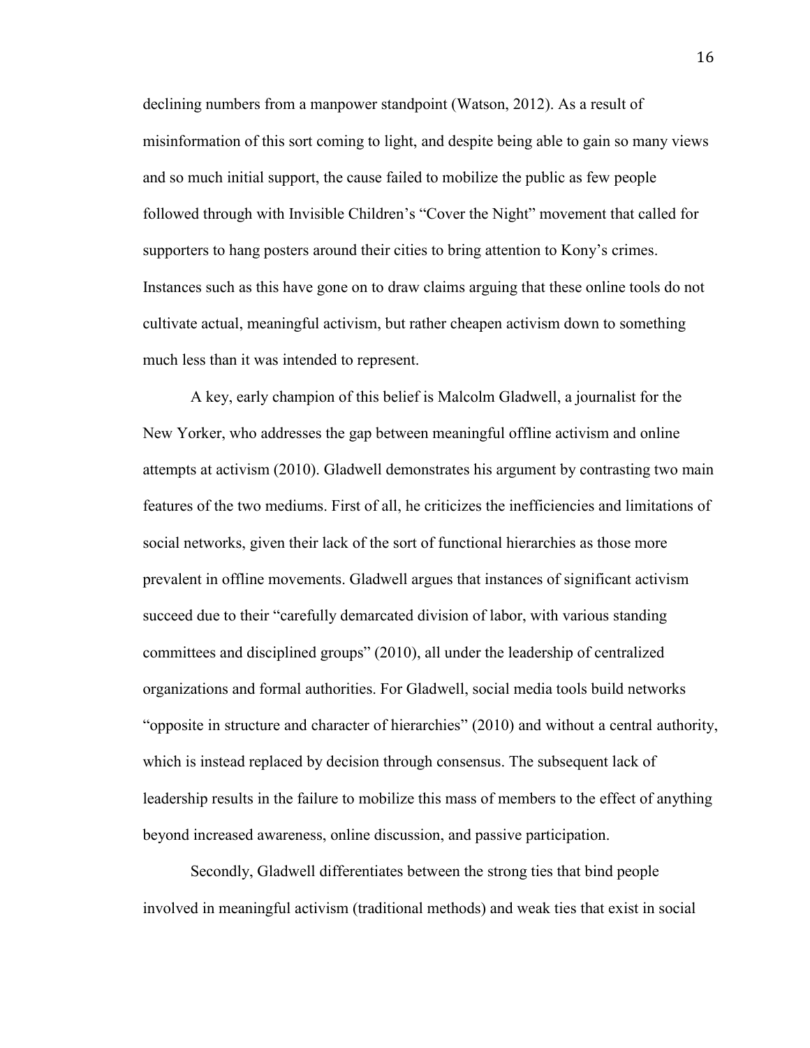declining numbers from a manpower standpoint (Watson, 2012). As a result of misinformation of this sort coming to light, and despite being able to gain so many views and so much initial support, the cause failed to mobilize the public as few people followed through with Invisible Children's "Cover the Night" movement that called for supporters to hang posters around their cities to bring attention to Kony's crimes. Instances such as this have gone on to draw claims arguing that these online tools do not cultivate actual, meaningful activism, but rather cheapen activism down to something much less than it was intended to represent.

A key, early champion of this belief is Malcolm Gladwell, a journalist for the New Yorker, who addresses the gap between meaningful offline activism and online attempts at activism (2010). Gladwell demonstrates his argument by contrasting two main features of the two mediums. First of all, he criticizes the inefficiencies and limitations of social networks, given their lack of the sort of functional hierarchies as those more prevalent in offline movements. Gladwell argues that instances of significant activism succeed due to their "carefully demarcated division of labor, with various standing committees and disciplined groups" (2010), all under the leadership of centralized organizations and formal authorities. For Gladwell, social media tools build networks "opposite in structure and character of hierarchies" (2010) and without a central authority, which is instead replaced by decision through consensus. The subsequent lack of leadership results in the failure to mobilize this mass of members to the effect of anything beyond increased awareness, online discussion, and passive participation.

Secondly, Gladwell differentiates between the strong ties that bind people involved in meaningful activism (traditional methods) and weak ties that exist in social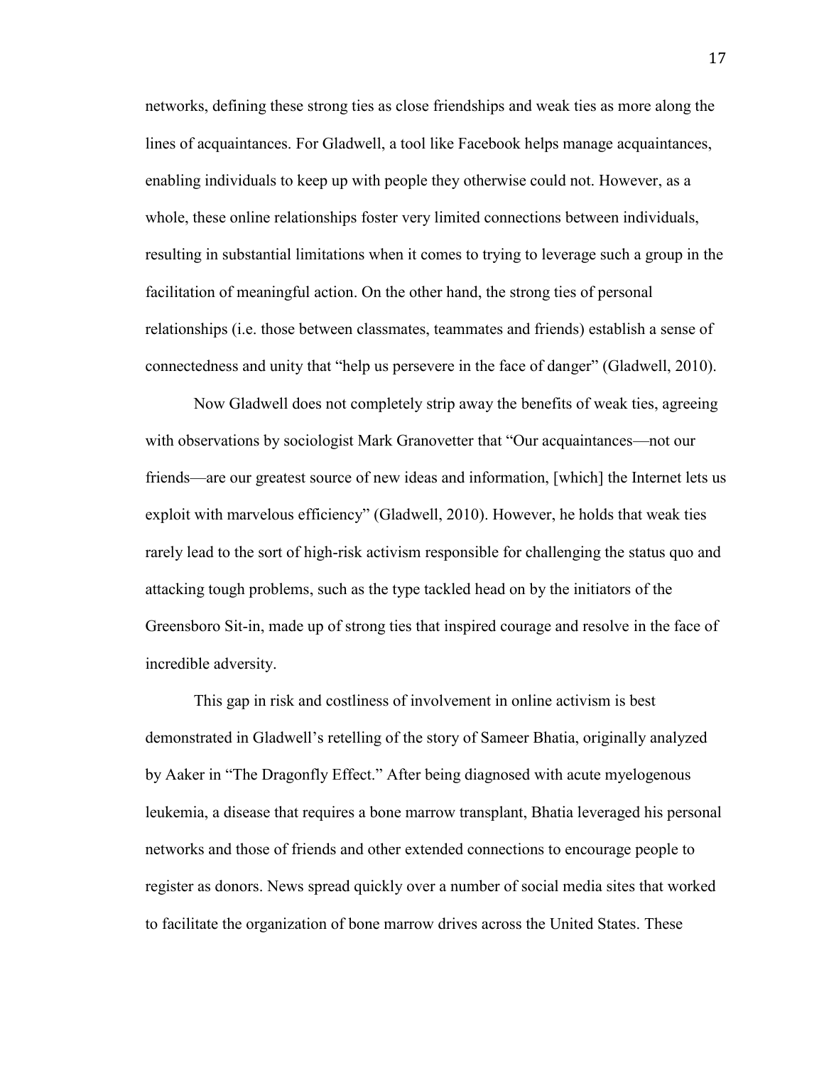networks, defining these strong ties as close friendships and weak ties as more along the lines of acquaintances. For Gladwell, a tool like Facebook helps manage acquaintances, enabling individuals to keep up with people they otherwise could not. However, as a whole, these online relationships foster very limited connections between individuals, resulting in substantial limitations when it comes to trying to leverage such a group in the facilitation of meaningful action. On the other hand, the strong ties of personal relationships (i.e. those between classmates, teammates and friends) establish a sense of connectedness and unity that "help us persevere in the face of danger" (Gladwell, 2010).

Now Gladwell does not completely strip away the benefits of weak ties, agreeing with observations by sociologist Mark Granovetter that "Our acquaintances—not our friends—are our greatest source of new ideas and information, [which] the Internet lets us exploit with marvelous efficiency" (Gladwell, 2010). However, he holds that weak ties rarely lead to the sort of high-risk activism responsible for challenging the status quo and attacking tough problems, such as the type tackled head on by the initiators of the Greensboro Sit-in, made up of strong ties that inspired courage and resolve in the face of incredible adversity.

This gap in risk and costliness of involvement in online activism is best demonstrated in Gladwell's retelling of the story of Sameer Bhatia, originally analyzed by Aaker in "The Dragonfly Effect." After being diagnosed with acute myelogenous leukemia, a disease that requires a bone marrow transplant, Bhatia leveraged his personal networks and those of friends and other extended connections to encourage people to register as donors. News spread quickly over a number of social media sites that worked to facilitate the organization of bone marrow drives across the United States. These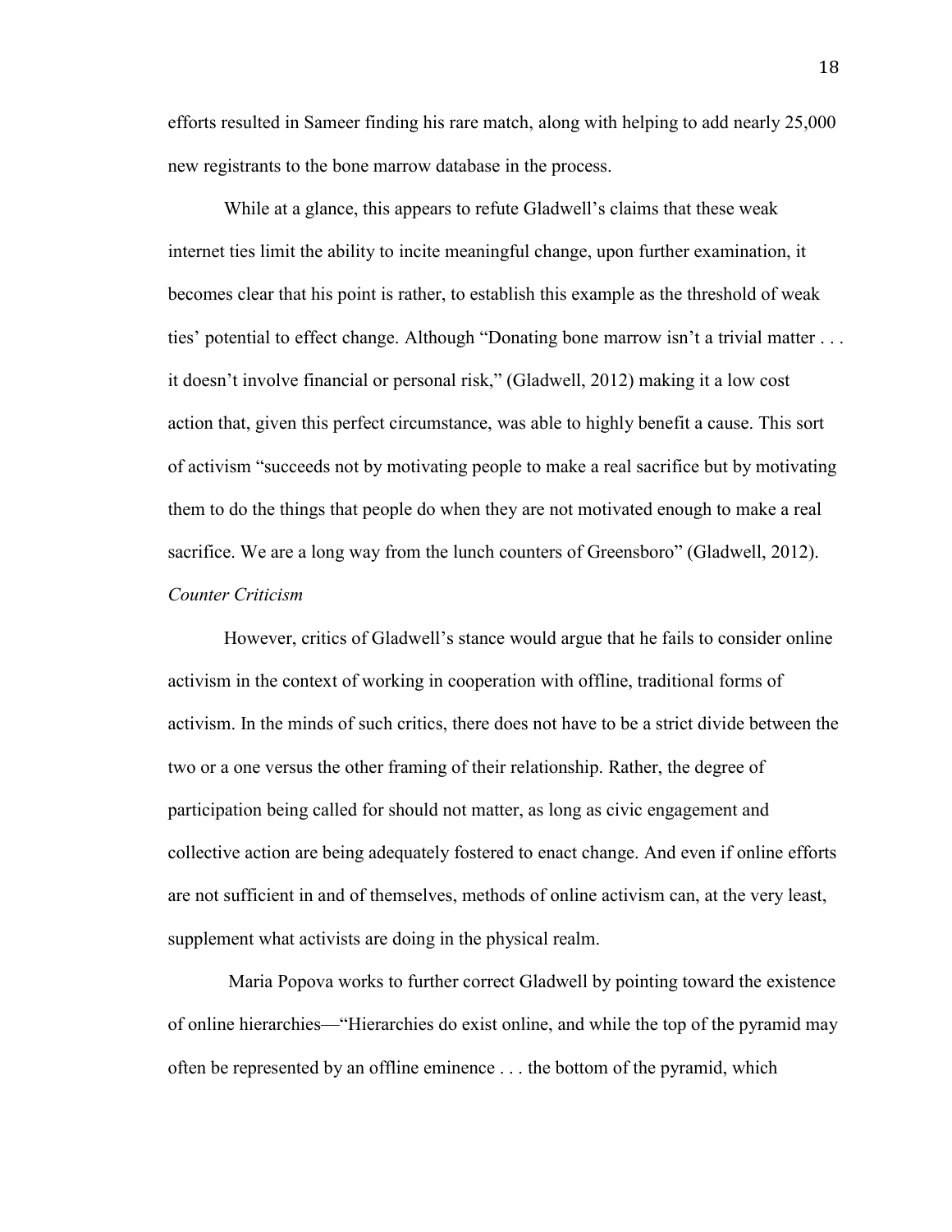efforts resulted in Sameer finding his rare match, along with helping to add nearly 25,000 new registrants to the bone marrow database in the process.

While at a glance, this appears to refute Gladwell's claims that these weak internet ties limit the ability to incite meaningful change, upon further examination, it becomes clear that his point is rather, to establish this example as the threshold of weak ties' potential to effect change. Although "Donating bone marrow isn't a trivial matter . . . it doesn't involve financial or personal risk," (Gladwell, 2012) making it a low cost action that, given this perfect circumstance, was able to highly benefit a cause. This sort of activism "succeeds not by motivating people to make a real sacrifice but by motivating them to do the things that people do when they are not motivated enough to make a real sacrifice. We are a long way from the lunch counters of Greensboro" (Gladwell, 2012).

*Counter Criticism*

However, critics of Gladwell's stance would argue that he fails to consider online activism in the context of working in cooperation with offline, traditional forms of activism. In the minds of such critics, there does not have to be a strict divide between the two or a one versus the other framing of their relationship. Rather, the degree of participation being called for should not matter, as long as civic engagement and collective action are being adequately fostered to enact change. And even if online efforts are not sufficient in and of themselves, methods of online activism can, at the very least, supplement what activists are doing in the physical realm.

Maria Popova works to further correct Gladwell by pointing toward the existence of online hierarchies—"Hierarchies do exist online, and while the top of the pyramid may often be represented by an offline eminence . . . the bottom of the pyramid, which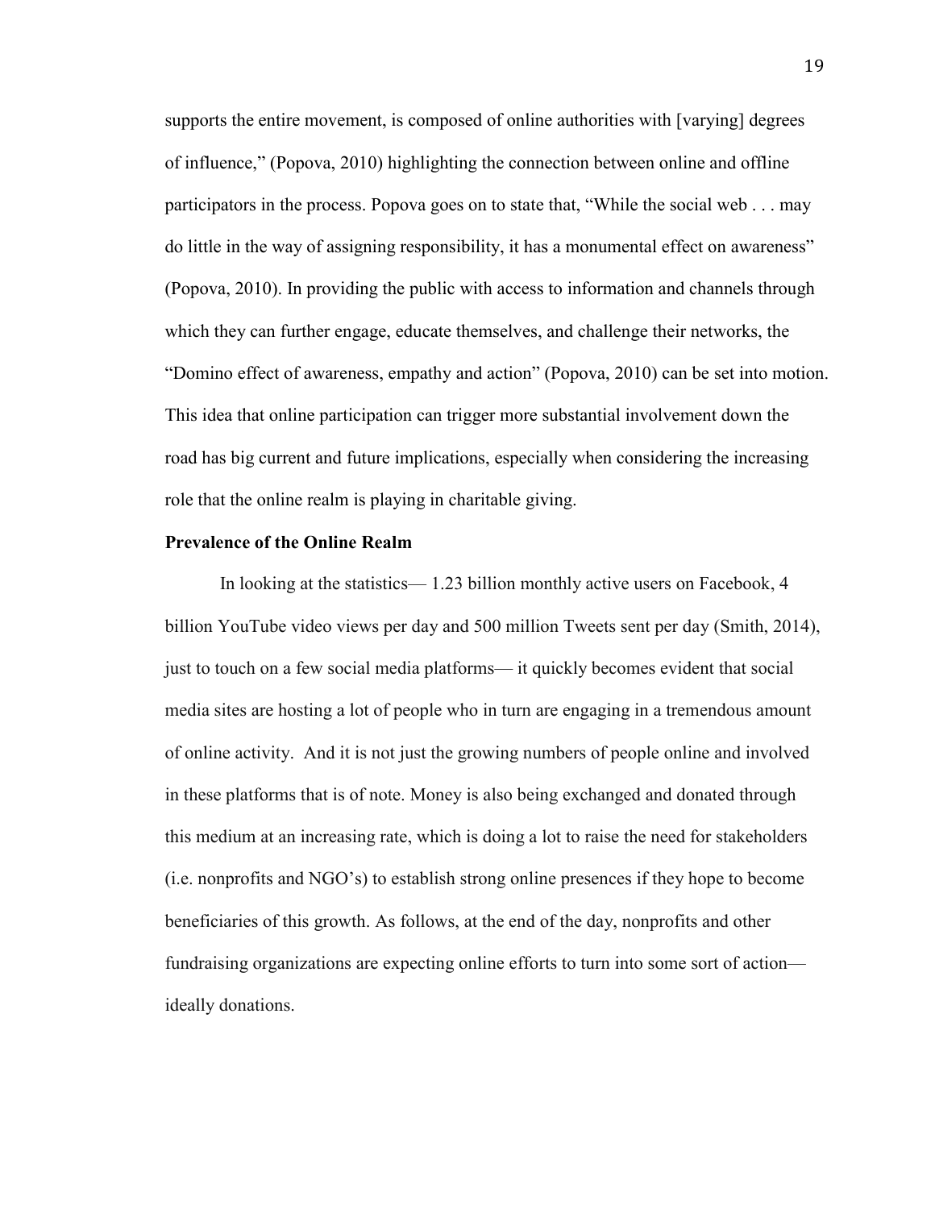supports the entire movement, is composed of online authorities with [varying] degrees of influence," (Popova, 2010) highlighting the connection between online and offline participators in the process. Popova goes on to state that, "While the social web . . . may do little in the way of assigning responsibility, it has a monumental effect on awareness" (Popova, 2010). In providing the public with access to information and channels through which they can further engage, educate themselves, and challenge their networks, the "Domino effect of awareness, empathy and action" (Popova, 2010) can be set into motion. This idea that online participation can trigger more substantial involvement down the road has big current and future implications, especially when considering the increasing role that the online realm is playing in charitable giving.

**Prevalence of the Online Realm**

In looking at the statistics— 1.23 billion monthly active users on Facebook, 4 billion YouTube video views per day and 500 million Tweets sent per day (Smith, 2014), just to touch on a few social media platforms— it quickly becomes evident that social media sites are hosting a lot of people who in turn are engaging in a tremendous amount of online activity. And it is not just the growing numbers of people online and involved in these platforms that is of note. Money is also being exchanged and donated through this medium at an increasing rate, which is doing a lot to raise the need for stakeholders (i.e. nonprofits and NGO's) to establish strong online presences if they hope to become beneficiaries of this growth. As follows, at the end of the day, nonprofits and other fundraising organizations are expecting online efforts to turn into some sort of action— ideally donations.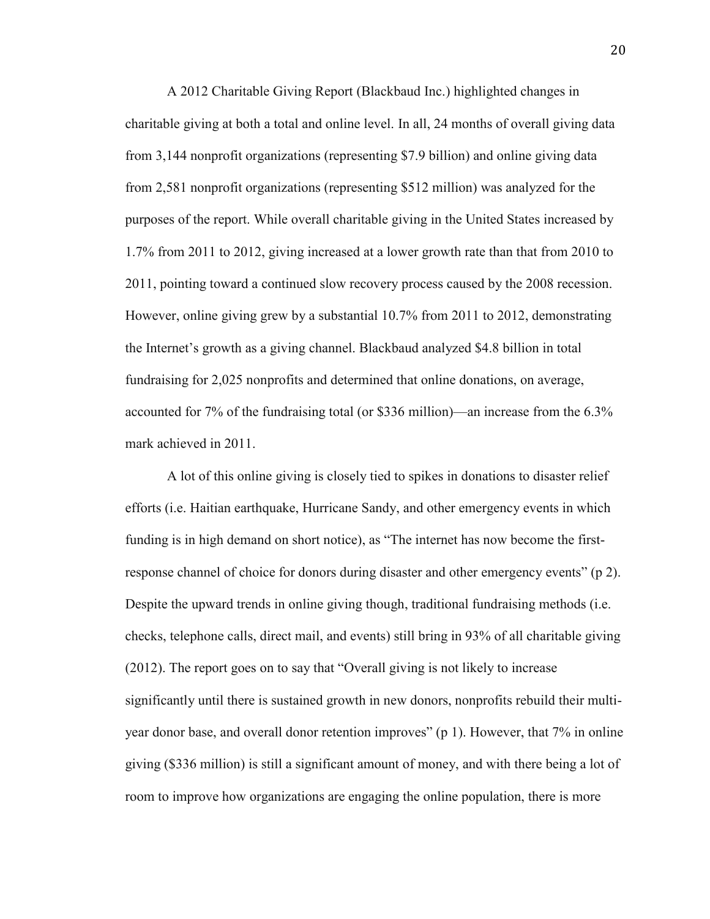A 2012 Charitable Giving Report (Blackbaud Inc.) highlighted changes in charitable giving at both a total and online level. In all, 24 months of overall giving data from 3,144 nonprofit organizations (representing $7.9 billion) and online giving data from 2,581 nonprofit organizations (representing $512 million) was analyzed for the purposes of the report. While overall charitable giving in the United States increased by 1.7% from 2011 to 2012, giving increased at a lower growth rate than that from 2010 to 2011, pointing toward a continued slow recovery process caused by the 2008 recession. However, online giving grew by a substantial 10.7% from 2011 to 2012, demonstrating the Internet's growth as a giving channel. Blackbaud analyzed $4.8 billion in total fundraising for 2,025 nonprofits and determined that online donations, on average, accounted for 7% of the fundraising total (or $336 million)—an increase from the 6.3% mark achieved in 2011.

A lot of this online giving is closely tied to spikes in donations to disaster relief efforts (i.e. Haitian earthquake, Hurricane Sandy, and other emergency events in which funding is in high demand on short notice), as "The internet has now become the first-response channel of choice for donors during disaster and other emergency events" (p 2). Despite the upward trends in online giving though, traditional fundraising methods (i.e. checks, telephone calls, direct mail, and events) still bring in 93% of all charitable giving (2012). The report goes on to say that "Overall giving is not likely to increase significantly until there is sustained growth in new donors, nonprofits rebuild their multi-year donor base, and overall donor retention improves" (p 1). However, that 7% in online giving ($336 million) is still a significant amount of money, and with there being a lot of room to improve how organizations are engaging the online population, there is more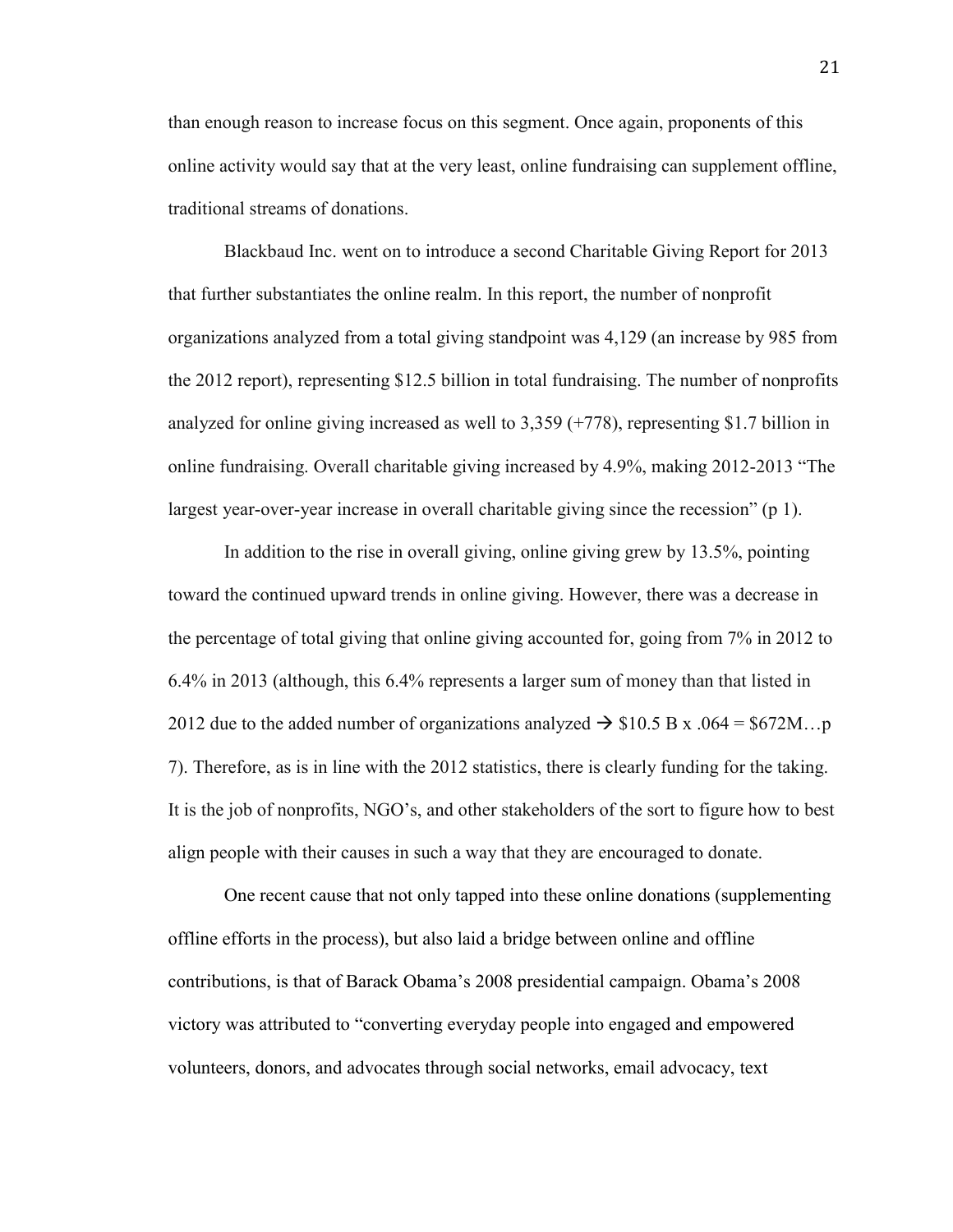than enough reason to increase focus on this segment. Once again, proponents of this online activity would say that at the very least, online fundraising can supplement offline, traditional streams of donations.

Blackbaud Inc. went on to introduce a second Charitable Giving Report for 2013 that further substantiates the online realm. In this report, the number of nonprofit organizations analyzed from a total giving standpoint was 4,129 (an increase by 985 from the 2012 report), representing $12.5 billion in total fundraising. The number of nonprofits analyzed for online giving increased as well to 3,359 (+778), representing $1.7 billion in online fundraising. Overall charitable giving increased by 4.9%, making 2012-2013 “The largest year-over-year increase in overall charitable giving since the recession” (p 1).

In addition to the rise in overall giving, online giving grew by 13.5%, pointing toward the continued upward trends in online giving. However, there was a decrease in the percentage of total giving that online giving accounted for, going from 7% in 2012 to 6.4% in 2013 (although, this 6.4% represents a larger sum of money than that listed in 2012 due to the added number of organizations analyzed → $10.5 B x .064 = $672M…p 7). Therefore, as is in line with the 2012 statistics, there is clearly funding for the taking. It is the job of nonprofits, NGO’s, and other stakeholders of the sort to figure how to best align people with their causes in such a way that they are encouraged to donate.

One recent cause that not only tapped into these online donations (supplementing offline efforts in the process), but also laid a bridge between online and offline contributions, is that of Barack Obama’s 2008 presidential campaign. Obama’s 2008 victory was attributed to “converting everyday people into engaged and empowered volunteers, donors, and advocates through social networks, email advocacy, text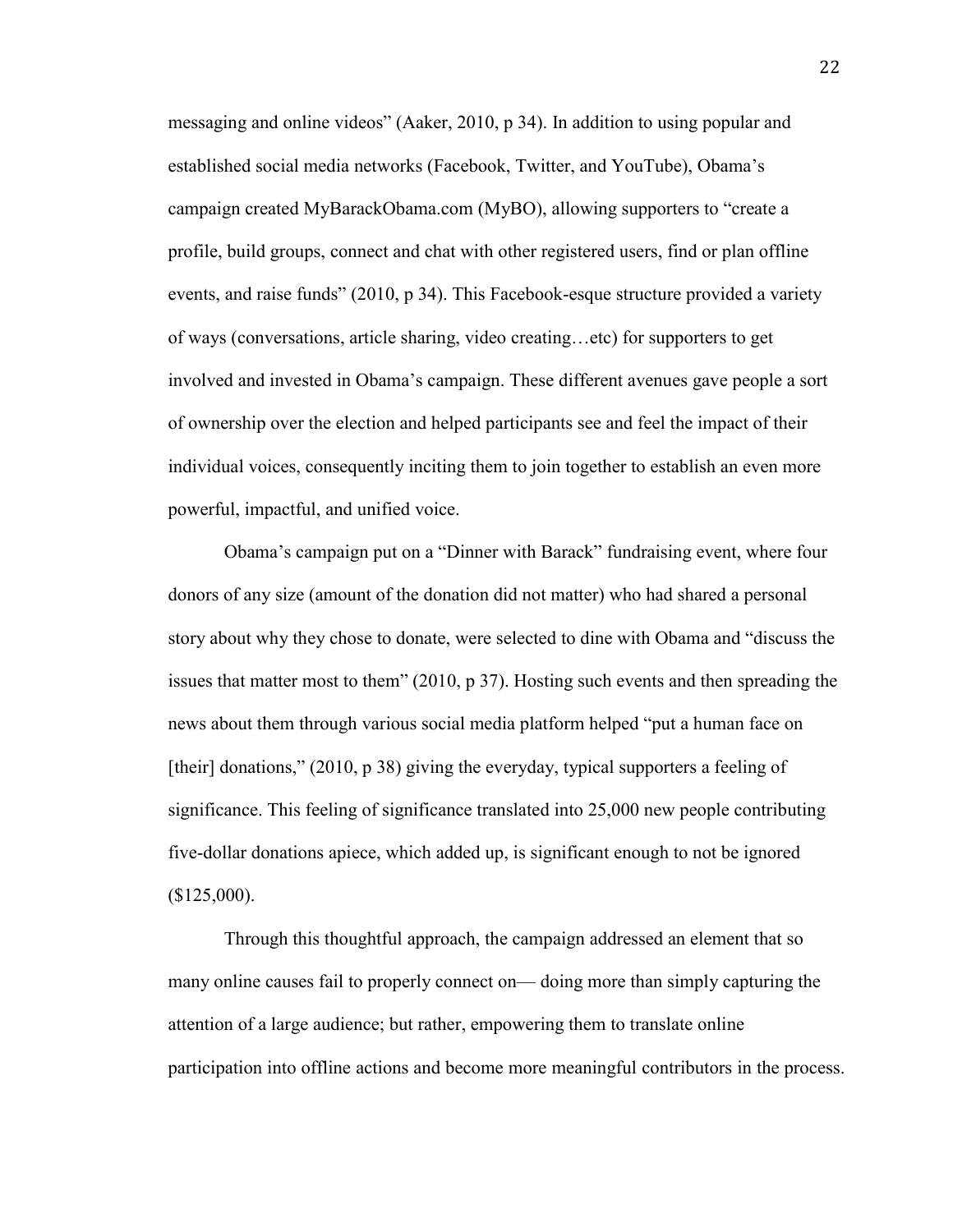messaging and online videos" (Aaker, 2010, p 34). In addition to using popular and established social media networks (Facebook, Twitter, and YouTube), Obama's campaign created MyBarackObama.com (MyBO), allowing supporters to "create a profile, build groups, connect and chat with other registered users, find or plan offline events, and raise funds" (2010, p 34). This Facebook-esque structure provided a variety of ways (conversations, article sharing, video creating…etc) for supporters to get involved and invested in Obama's campaign. These different avenues gave people a sort of ownership over the election and helped participants see and feel the impact of their individual voices, consequently inciting them to join together to establish an even more powerful, impactful, and unified voice.

Obama's campaign put on a "Dinner with Barack" fundraising event, where four donors of any size (amount of the donation did not matter) who had shared a personal story about why they chose to donate, were selected to dine with Obama and "discuss the issues that matter most to them" (2010, p 37). Hosting such events and then spreading the news about them through various social media platform helped "put a human face on [their] donations," (2010, p 38) giving the everyday, typical supporters a feeling of significance. This feeling of significance translated into 25,000 new people contributing five-dollar donations apiece, which added up, is significant enough to not be ignored ($125,000).

Through this thoughtful approach, the campaign addressed an element that so many online causes fail to properly connect on— doing more than simply capturing the attention of a large audience; but rather, empowering them to translate online participation into offline actions and become more meaningful contributors in the process.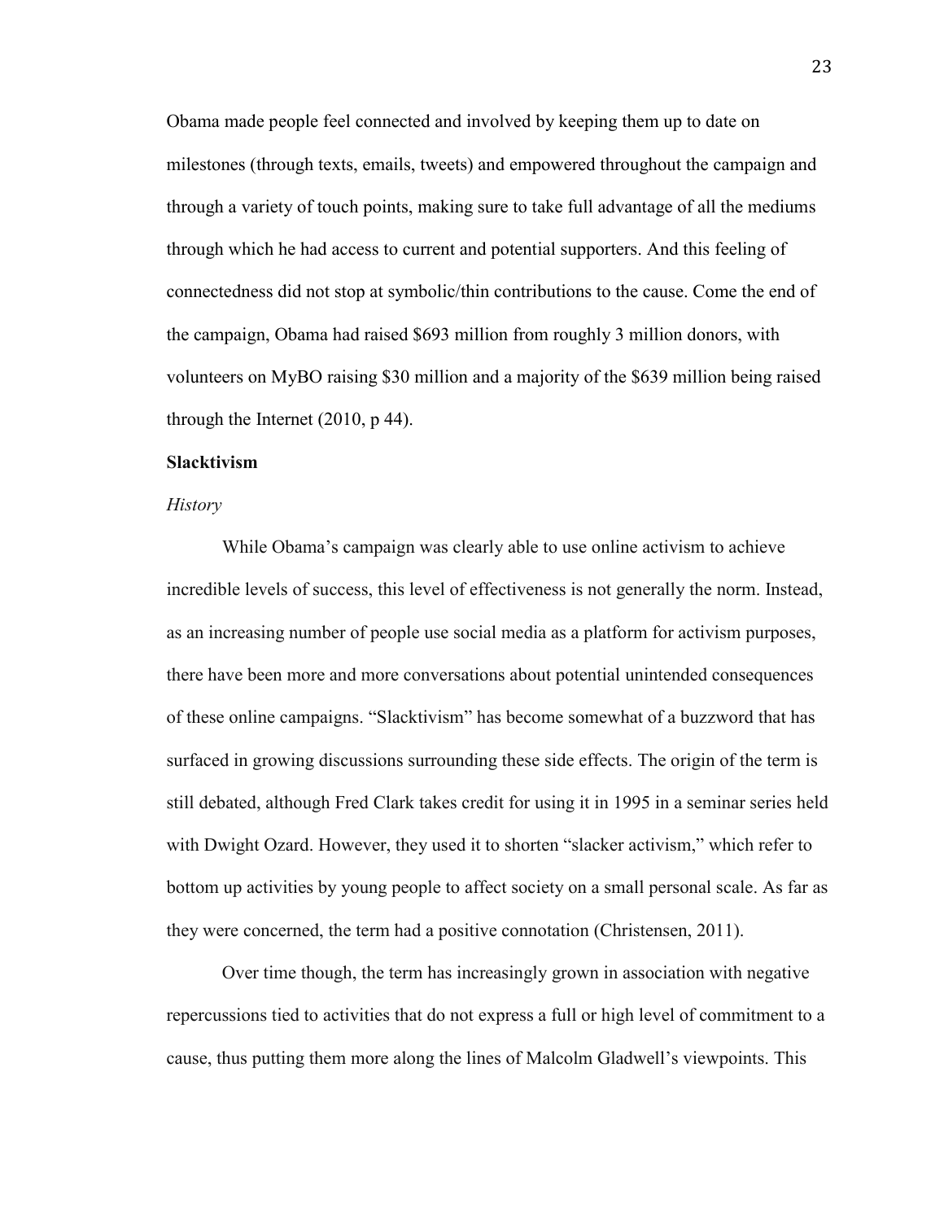Obama made people feel connected and involved by keeping them up to date on milestones (through texts, emails, tweets) and empowered throughout the campaign and through a variety of touch points, making sure to take full advantage of all the mediums through which he had access to current and potential supporters. And this feeling of connectedness did not stop at symbolic/thin contributions to the cause. Come the end of the campaign, Obama had raised $693 million from roughly 3 million donors, with volunteers on MyBO raising $30 million and a majority of the $639 million being raised through the Internet (2010, p 44).

## Slacktivism

### *History*

While Obama's campaign was clearly able to use online activism to achieve incredible levels of success, this level of effectiveness is not generally the norm. Instead, as an increasing number of people use social media as a platform for activism purposes, there have been more and more conversations about potential unintended consequences of these online campaigns. "Slacktivism" has become somewhat of a buzzword that has surfaced in growing discussions surrounding these side effects. The origin of the term is still debated, although Fred Clark takes credit for using it in 1995 in a seminar series held with Dwight Ozard. However, they used it to shorten "slacker activism," which refer to bottom up activities by young people to affect society on a small personal scale. As far as they were concerned, the term had a positive connotation (Christensen, 2011).

Over time though, the term has increasingly grown in association with negative repercussions tied to activities that do not express a full or high level of commitment to a cause, thus putting them more along the lines of Malcolm Gladwell's viewpoints. This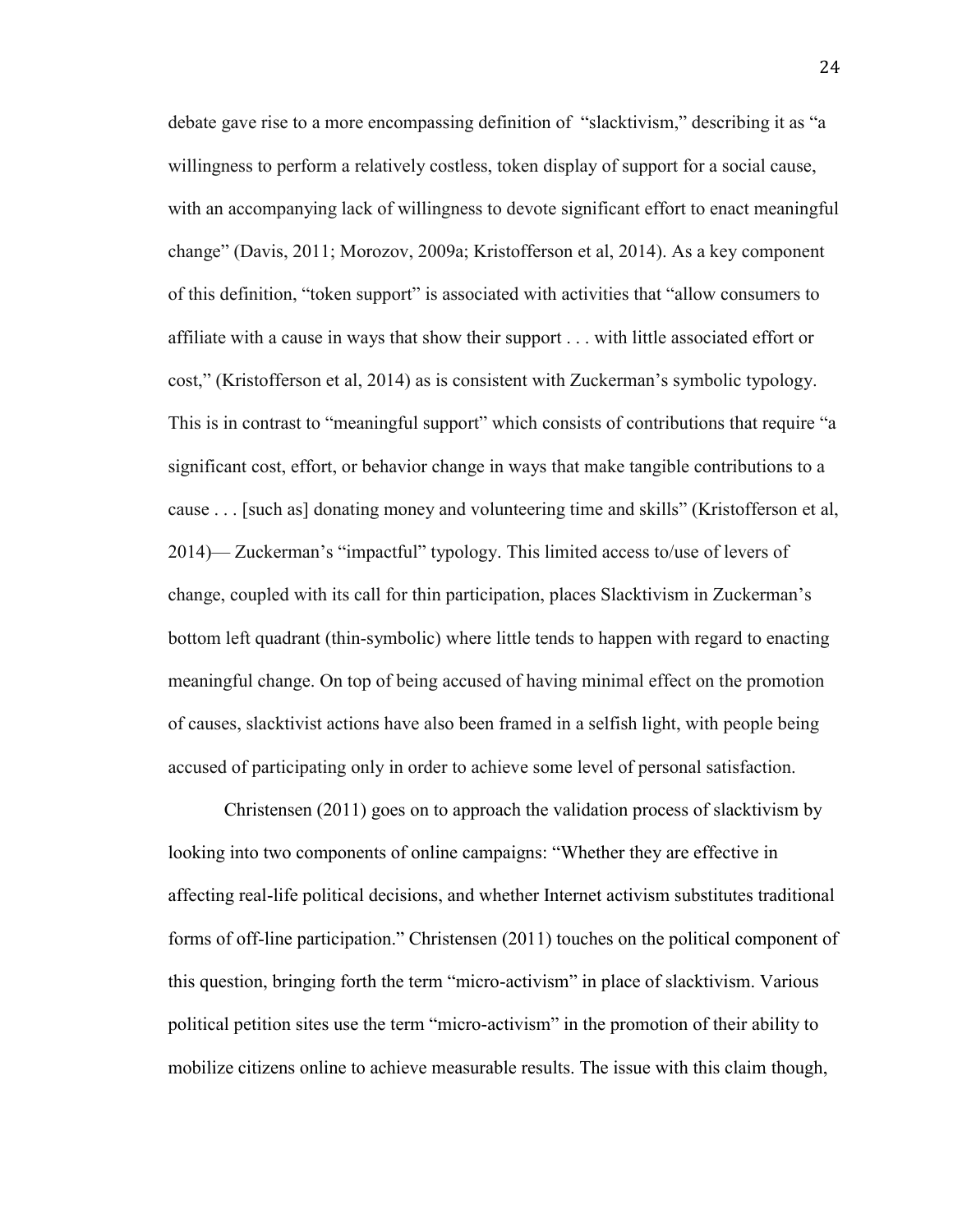debate gave rise to a more encompassing definition of "slacktivism," describing it as "a willingness to perform a relatively costless, token display of support for a social cause, with an accompanying lack of willingness to devote significant effort to enact meaningful change" (Davis, 2011; Morozov, 2009a; Kristofferson et al, 2014). As a key component of this definition, "token support" is associated with activities that "allow consumers to affiliate with a cause in ways that show their support . . . with little associated effort or cost," (Kristofferson et al, 2014) as is consistent with Zuckerman's symbolic typology. This is in contrast to "meaningful support" which consists of contributions that require "a significant cost, effort, or behavior change in ways that make tangible contributions to a cause . . . [such as] donating money and volunteering time and skills" (Kristofferson et al, 2014)— Zuckerman's "impactful" typology. This limited access to/use of levers of change, coupled with its call for thin participation, places Slacktivism in Zuckerman's bottom left quadrant (thin-symbolic) where little tends to happen with regard to enacting meaningful change. On top of being accused of having minimal effect on the promotion of causes, slacktivist actions have also been framed in a selfish light, with people being accused of participating only in order to achieve some level of personal satisfaction.

Christensen (2011) goes on to approach the validation process of slacktivism by looking into two components of online campaigns: "Whether they are effective in affecting real-life political decisions, and whether Internet activism substitutes traditional forms of off-line participation." Christensen (2011) touches on the political component of this question, bringing forth the term "micro-activism" in place of slacktivism. Various political petition sites use the term "micro-activism" in the promotion of their ability to mobilize citizens online to achieve measurable results. The issue with this claim though,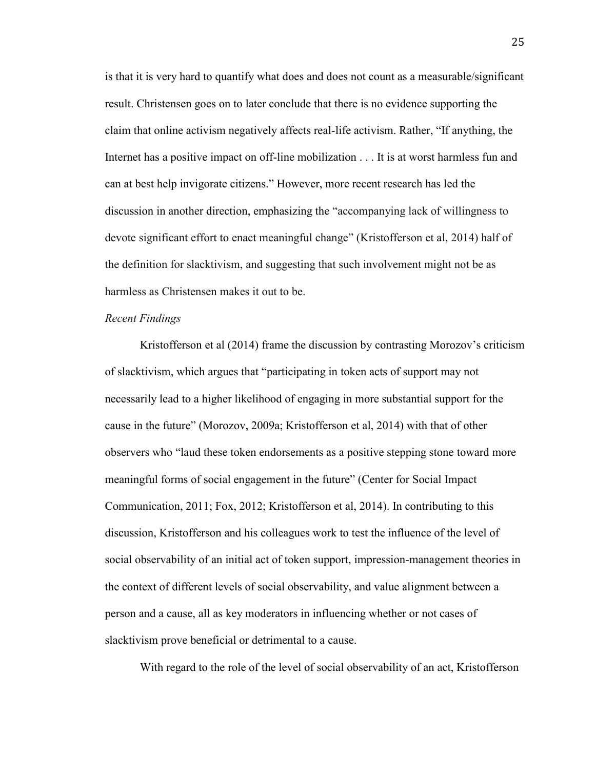is that it is very hard to quantify what does and does not count as a measurable/significant result. Christensen goes on to later conclude that there is no evidence supporting the claim that online activism negatively affects real-life activism. Rather, "If anything, the Internet has a positive impact on off-line mobilization . . . It is at worst harmless fun and can at best help invigorate citizens." However, more recent research has led the discussion in another direction, emphasizing the "accompanying lack of willingness to devote significant effort to enact meaningful change" (Kristofferson et al, 2014) half of the definition for slacktivism, and suggesting that such involvement might not be as harmless as Christensen makes it out to be.

*Recent Findings*

Kristofferson et al (2014) frame the discussion by contrasting Morozov's criticism of slacktivism, which argues that "participating in token acts of support may not necessarily lead to a higher likelihood of engaging in more substantial support for the cause in the future" (Morozov, 2009a; Kristofferson et al, 2014) with that of other observers who "laud these token endorsements as a positive stepping stone toward more meaningful forms of social engagement in the future" (Center for Social Impact Communication, 2011; Fox, 2012; Kristofferson et al, 2014). In contributing to this discussion, Kristofferson and his colleagues work to test the influence of the level of social observability of an initial act of token support, impression-management theories in the context of different levels of social observability, and value alignment between a person and a cause, all as key moderators in influencing whether or not cases of slacktivism prove beneficial or detrimental to a cause.

With regard to the role of the level of social observability of an act, Kristofferson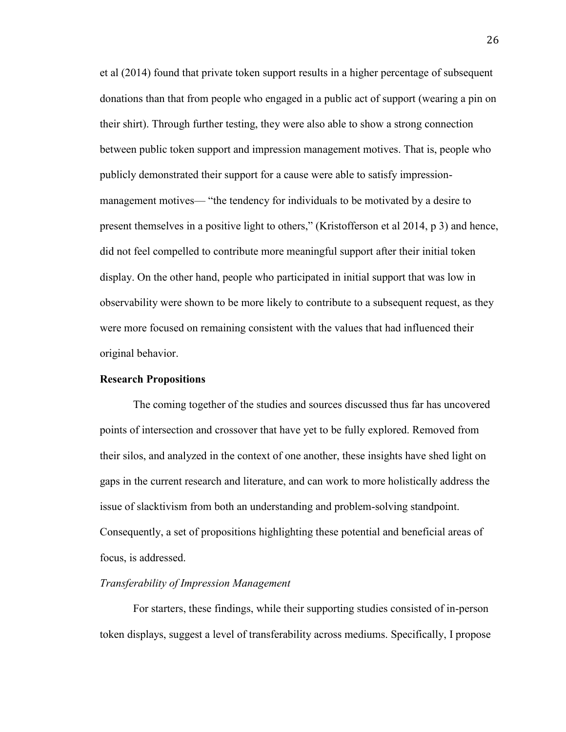et al (2014) found that private token support results in a higher percentage of subsequent donations than that from people who engaged in a public act of support (wearing a pin on their shirt). Through further testing, they were also able to show a strong connection between public token support and impression management motives. That is, people who publicly demonstrated their support for a cause were able to satisfy impression-management motives— "the tendency for individuals to be motivated by a desire to present themselves in a positive light to others," (Kristofferson et al 2014, p 3) and hence, did not feel compelled to contribute more meaningful support after their initial token display. On the other hand, people who participated in initial support that was low in observability were shown to be more likely to contribute to a subsequent request, as they were more focused on remaining consistent with the values that had influenced their original behavior.

**Research Propositions**

The coming together of the studies and sources discussed thus far has uncovered points of intersection and crossover that have yet to be fully explored. Removed from their silos, and analyzed in the context of one another, these insights have shed light on gaps in the current research and literature, and can work to more holistically address the issue of slacktivism from both an understanding and problem-solving standpoint. Consequently, a set of propositions highlighting these potential and beneficial areas of focus, is addressed.

*Transferability of Impression Management*

For starters, these findings, while their supporting studies consisted of in-person token displays, suggest a level of transferability across mediums. Specifically, I propose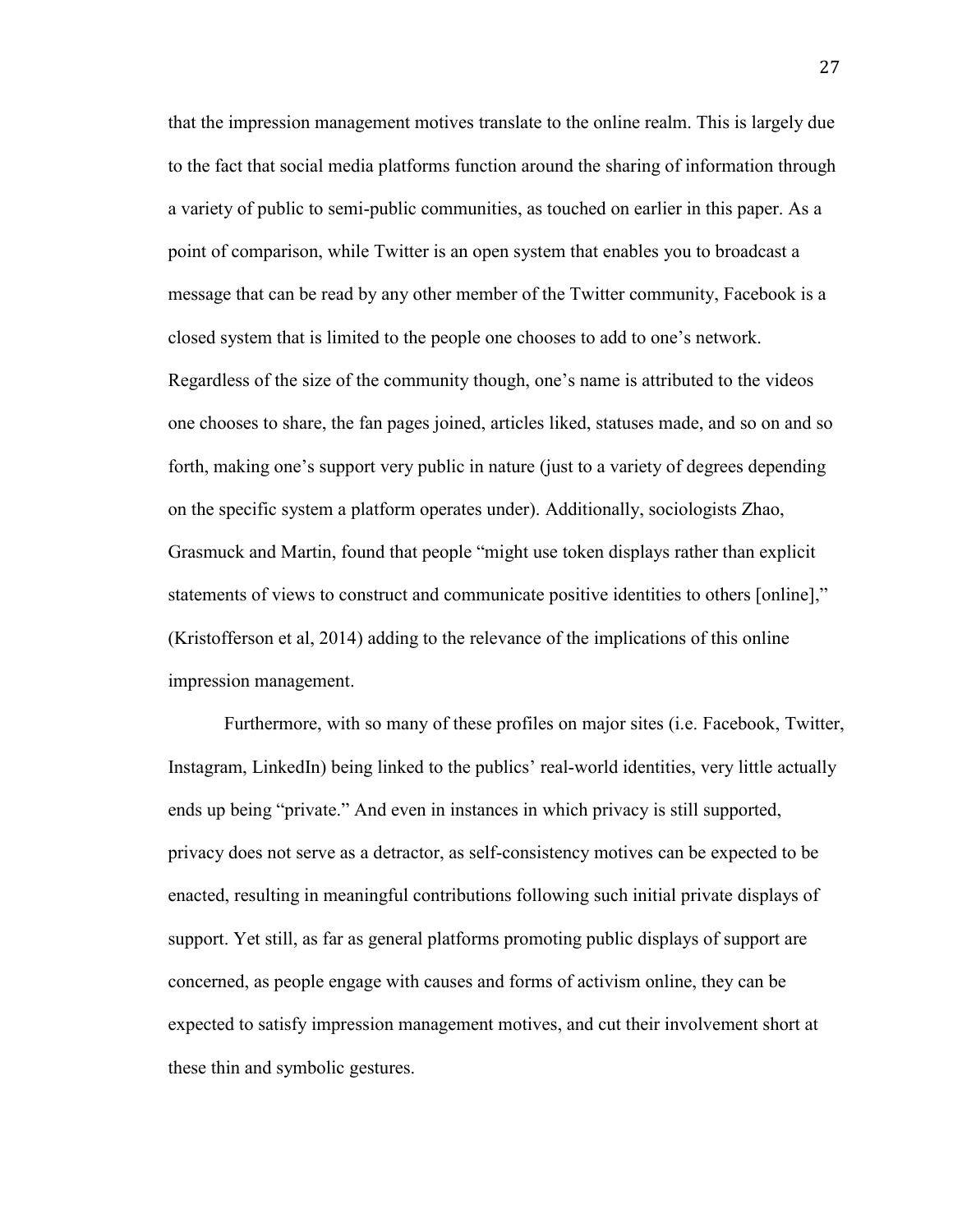that the impression management motives translate to the online realm. This is largely due to the fact that social media platforms function around the sharing of information through a variety of public to semi-public communities, as touched on earlier in this paper. As a point of comparison, while Twitter is an open system that enables you to broadcast a message that can be read by any other member of the Twitter community, Facebook is a closed system that is limited to the people one chooses to add to one's network. Regardless of the size of the community though, one's name is attributed to the videos one chooses to share, the fan pages joined, articles liked, statuses made, and so on and so forth, making one's support very public in nature (just to a variety of degrees depending on the specific system a platform operates under). Additionally, sociologists Zhao, Grasmuck and Martin, found that people "might use token displays rather than explicit statements of views to construct and communicate positive identities to others [online]," (Kristofferson et al, 2014) adding to the relevance of the implications of this online impression management.

Furthermore, with so many of these profiles on major sites (i.e. Facebook, Twitter, Instagram, LinkedIn) being linked to the publics' real-world identities, very little actually ends up being "private." And even in instances in which privacy is still supported, privacy does not serve as a detractor, as self-consistency motives can be expected to be enacted, resulting in meaningful contributions following such initial private displays of support. Yet still, as far as general platforms promoting public displays of support are concerned, as people engage with causes and forms of activism online, they can be expected to satisfy impression management motives, and cut their involvement short at these thin and symbolic gestures.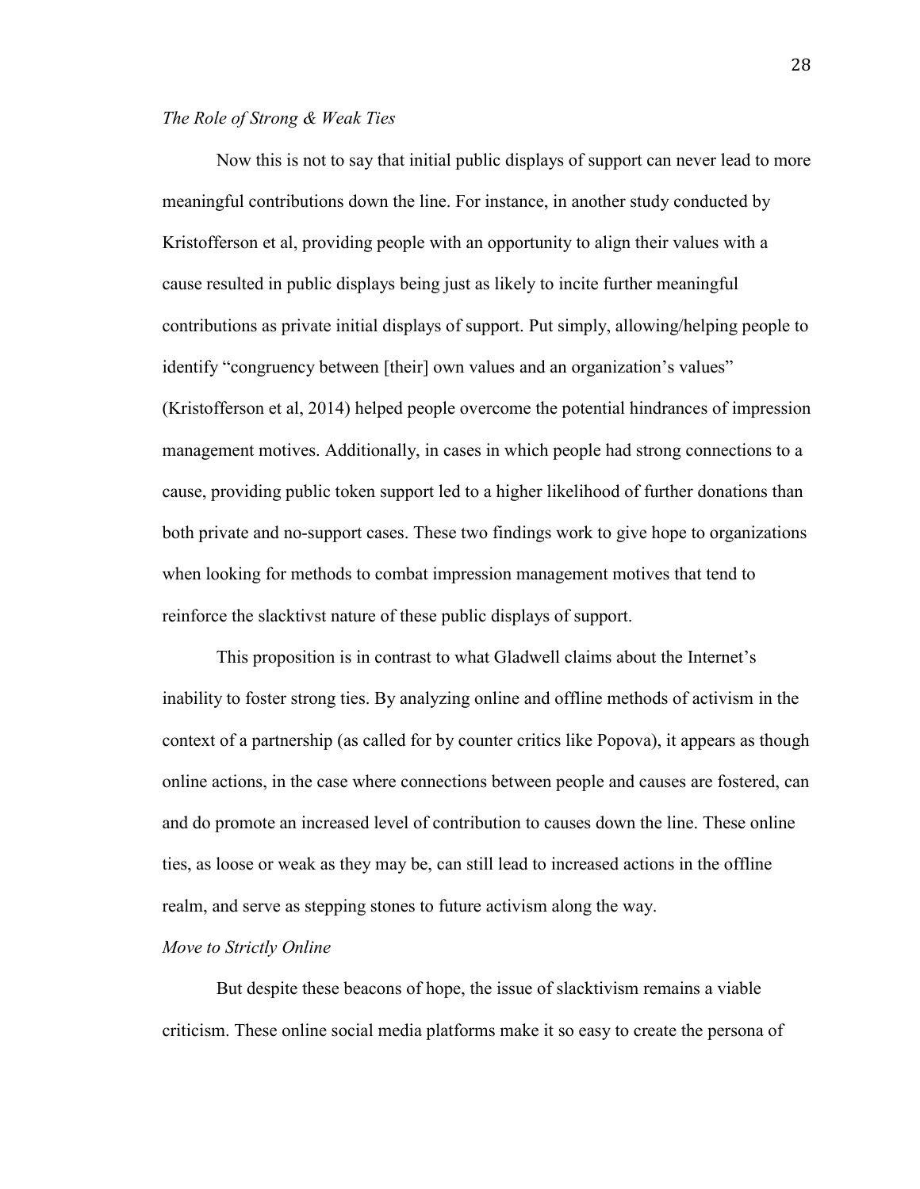*The Role of Strong & Weak Ties*

Now this is not to say that initial public displays of support can never lead to more meaningful contributions down the line. For instance, in another study conducted by Kristofferson et al, providing people with an opportunity to align their values with a cause resulted in public displays being just as likely to incite further meaningful contributions as private initial displays of support. Put simply, allowing/helping people to identify "congruency between [their] own values and an organization's values" (Kristofferson et al, 2014) helped people overcome the potential hindrances of impression management motives. Additionally, in cases in which people had strong connections to a cause, providing public token support led to a higher likelihood of further donations than both private and no-support cases. These two findings work to give hope to organizations when looking for methods to combat impression management motives that tend to reinforce the slacktivst nature of these public displays of support.

This proposition is in contrast to what Gladwell claims about the Internet's inability to foster strong ties. By analyzing online and offline methods of activism in the context of a partnership (as called for by counter critics like Popova), it appears as though online actions, in the case where connections between people and causes are fostered, can and do promote an increased level of contribution to causes down the line. These online ties, as loose or weak as they may be, can still lead to increased actions in the offline realm, and serve as stepping stones to future activism along the way.

*Move to Strictly Online*

But despite these beacons of hope, the issue of slacktivism remains a viable criticism. These online social media platforms make it so easy to create the persona of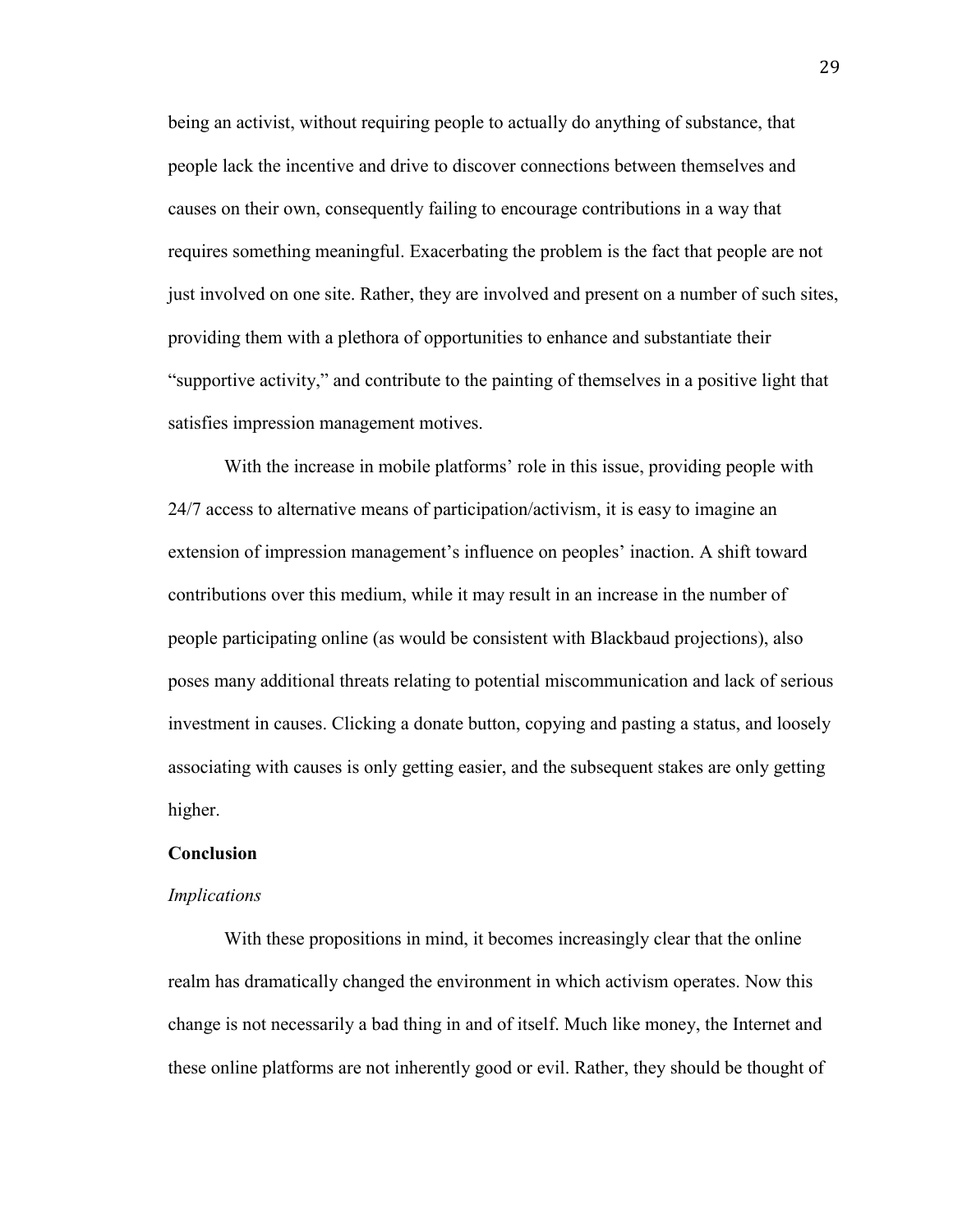being an activist, without requiring people to actually do anything of substance, that people lack the incentive and drive to discover connections between themselves and causes on their own, consequently failing to encourage contributions in a way that requires something meaningful. Exacerbating the problem is the fact that people are not just involved on one site. Rather, they are involved and present on a number of such sites, providing them with a plethora of opportunities to enhance and substantiate their "supportive activity," and contribute to the painting of themselves in a positive light that satisfies impression management motives.

With the increase in mobile platforms' role in this issue, providing people with 24/7 access to alternative means of participation/activism, it is easy to imagine an extension of impression management's influence on peoples' inaction. A shift toward contributions over this medium, while it may result in an increase in the number of people participating online (as would be consistent with Blackbaud projections), also poses many additional threats relating to potential miscommunication and lack of serious investment in causes. Clicking a donate button, copying and pasting a status, and loosely associating with causes is only getting easier, and the subsequent stakes are only getting higher.

## Conclusion

### *Implications*

With these propositions in mind, it becomes increasingly clear that the online realm has dramatically changed the environment in which activism operates. Now this change is not necessarily a bad thing in and of itself. Much like money, the Internet and these online platforms are not inherently good or evil. Rather, they should be thought of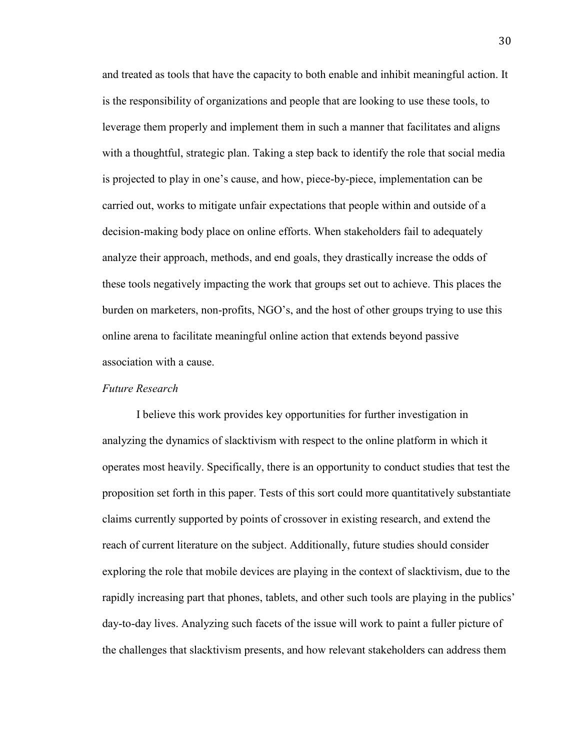and treated as tools that have the capacity to both enable and inhibit meaningful action. It is the responsibility of organizations and people that are looking to use these tools, to leverage them properly and implement them in such a manner that facilitates and aligns with a thoughtful, strategic plan. Taking a step back to identify the role that social media is projected to play in one's cause, and how, piece-by-piece, implementation can be carried out, works to mitigate unfair expectations that people within and outside of a decision-making body place on online efforts. When stakeholders fail to adequately analyze their approach, methods, and end goals, they drastically increase the odds of these tools negatively impacting the work that groups set out to achieve. This places the burden on marketers, non-profits, NGO's, and the host of other groups trying to use this online arena to facilitate meaningful online action that extends beyond passive association with a cause.

*Future Research*

I believe this work provides key opportunities for further investigation in analyzing the dynamics of slacktivism with respect to the online platform in which it operates most heavily. Specifically, there is an opportunity to conduct studies that test the proposition set forth in this paper. Tests of this sort could more quantitatively substantiate claims currently supported by points of crossover in existing research, and extend the reach of current literature on the subject. Additionally, future studies should consider exploring the role that mobile devices are playing in the context of slacktivism, due to the rapidly increasing part that phones, tablets, and other such tools are playing in the publics' day-to-day lives. Analyzing such facets of the issue will work to paint a fuller picture of the challenges that slacktivism presents, and how relevant stakeholders can address them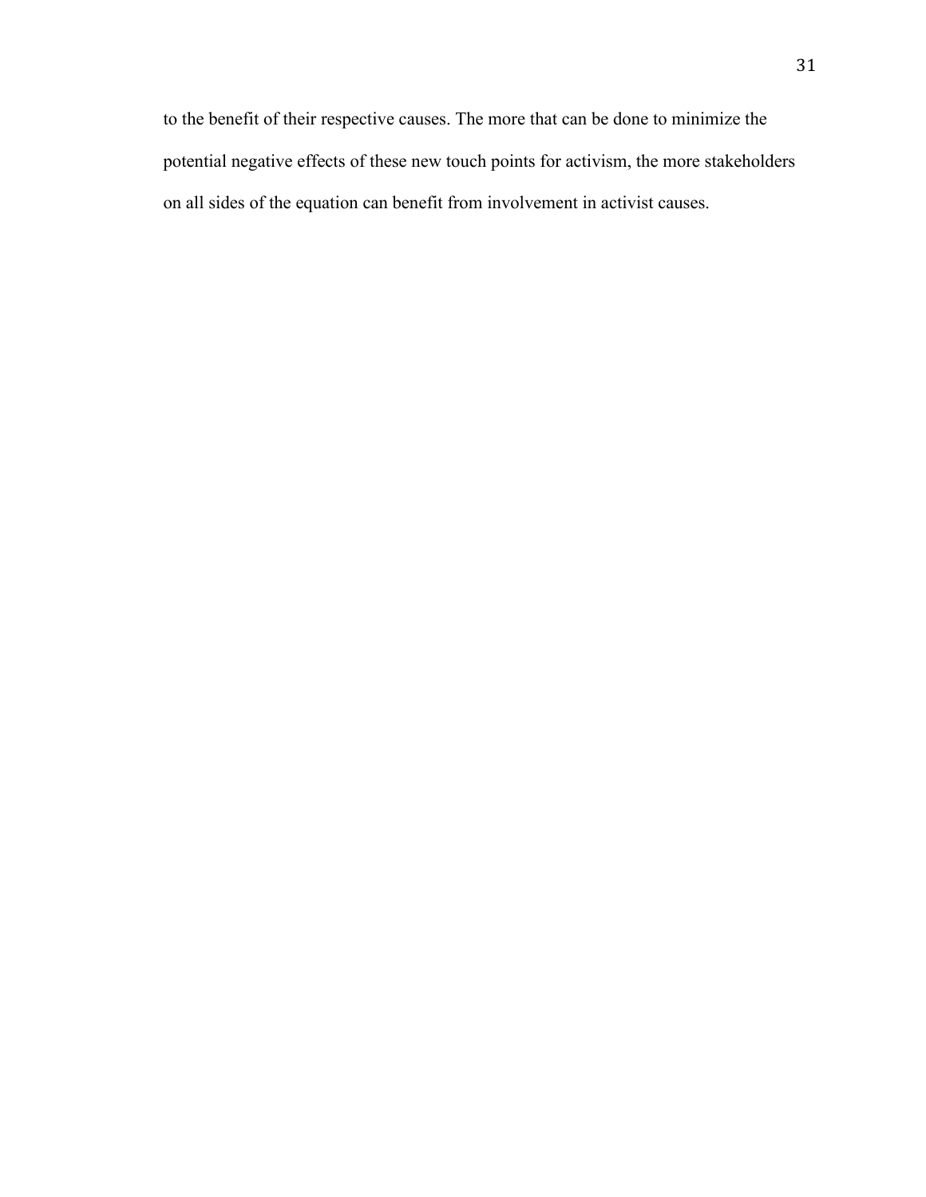to the benefit of their respective causes. The more that can be done to minimize the potential negative effects of these new touch points for activism, the more stakeholders on all sides of the equation can benefit from involvement in activist causes.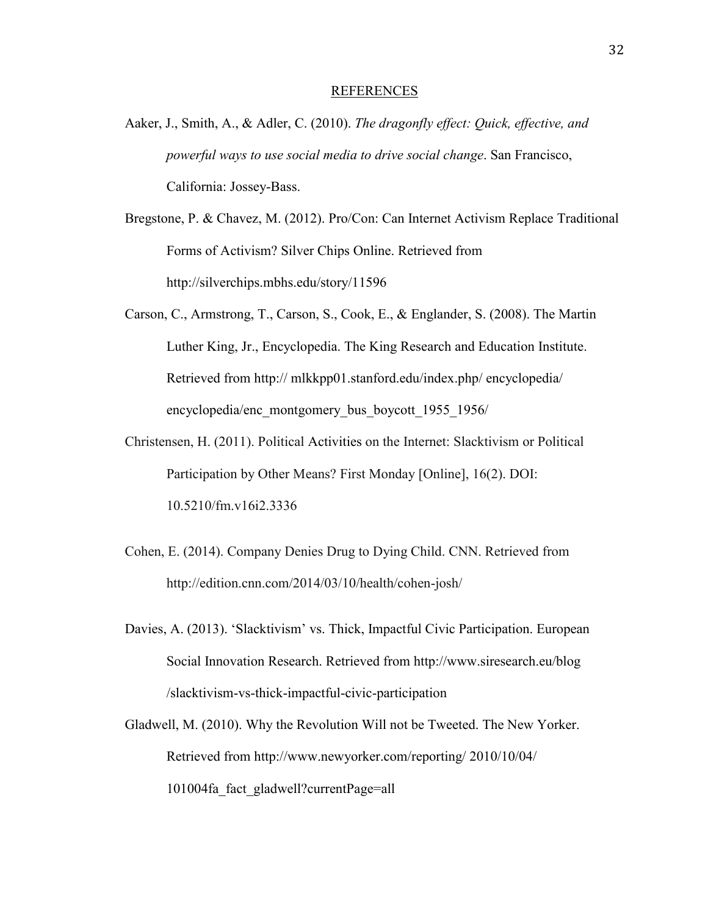## REFERENCES

Aaker, J., Smith, A., & Adler, C. (2010). *The dragonfly effect: Quick, effective, and powerful ways to use social media to drive social change*. San Francisco, California: Jossey-Bass.

Bregstone, P. & Chavez, M. (2012). Pro/Con: Can Internet Activism Replace Traditional Forms of Activism? Silver Chips Online. Retrieved from http://silverchips.mbhs.edu/story/11596

Carson, C., Armstrong, T., Carson, S., Cook, E., & Englander, S. (2008). The Martin Luther King, Jr., Encyclopedia. The King Research and Education Institute. Retrieved from http:// mlkkpp01.stanford.edu/index.php/ encyclopedia/ encyclopedia/enc_montgomery_bus_boycott_1955_1956/

Christensen, H. (2011). Political Activities on the Internet: Slacktivism or Political Participation by Other Means? First Monday [Online], 16(2). DOI: 10.5210/fm.v16i2.3336

Cohen, E. (2014). Company Denies Drug to Dying Child. CNN. Retrieved from http://edition.cnn.com/2014/03/10/health/cohen-josh/

Davies, A. (2013). 'Slacktivism' vs. Thick, Impactful Civic Participation. European Social Innovation Research. Retrieved from http://www.siresearch.eu/blog /slacktivism-vs-thick-impactful-civic-participation

Gladwell, M. (2010). Why the Revolution Will not be Tweeted. The New Yorker. Retrieved from http://www.newyorker.com/reporting/ 2010/10/04/ 101004fa_fact_gladwell?currentPage=all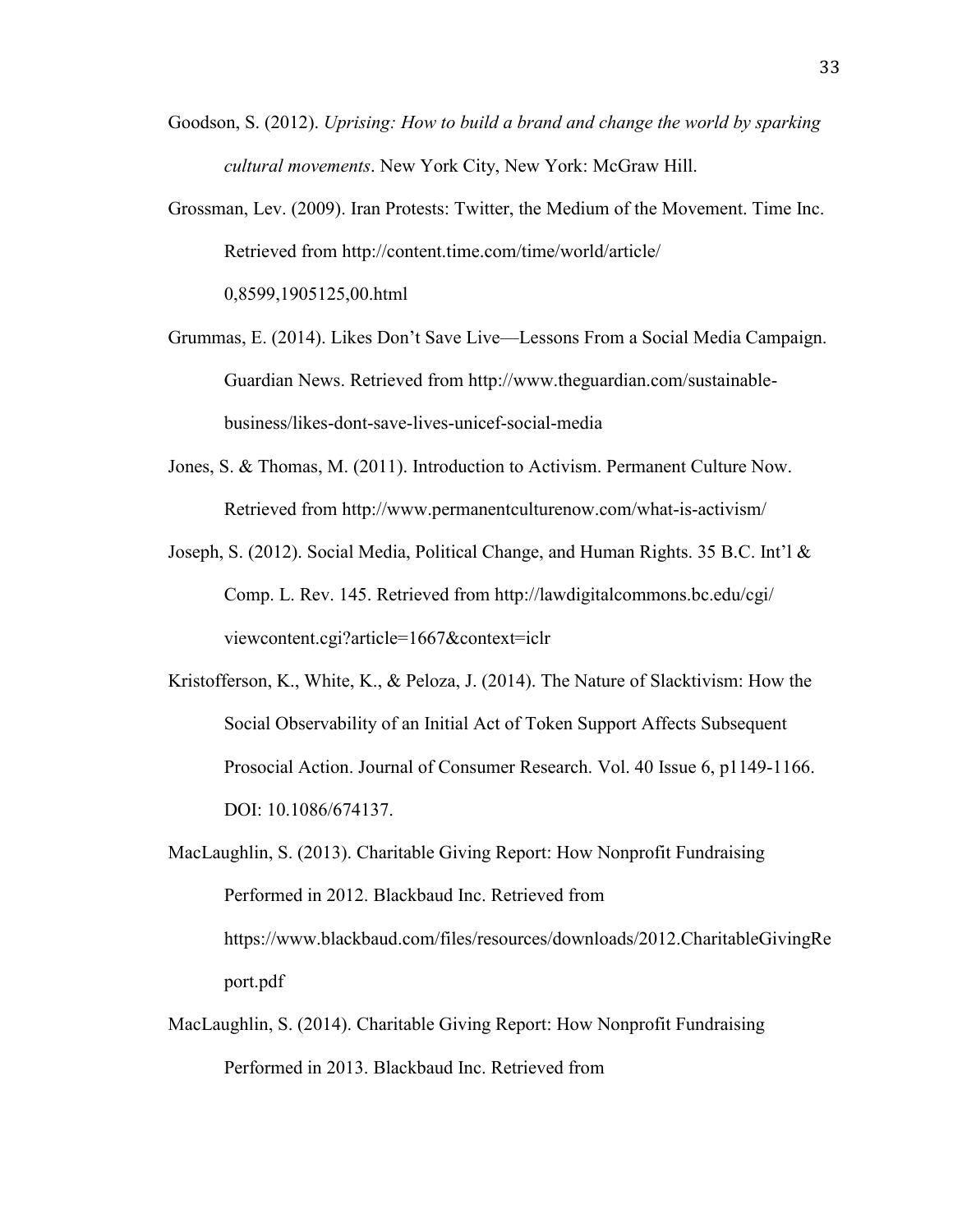Goodson, S. (2012). *Uprising: How to build a brand and change the world by sparking cultural movements*. New York City, New York: McGraw Hill.

Grossman, Lev. (2009). Iran Protests: Twitter, the Medium of the Movement. Time Inc. Retrieved from http://content.time.com/time/world/article/0,8599,1905125,00.html

Grummas, E. (2014). Likes Don't Save Live—Lessons From a Social Media Campaign. Guardian News. Retrieved from http://www.theguardian.com/sustainable-business/likes-dont-save-lives-unicef-social-media

Jones, S. & Thomas, M. (2011). Introduction to Activism. Permanent Culture Now. Retrieved from http://www.permanentculturenow.com/what-is-activism/

Joseph, S. (2012). Social Media, Political Change, and Human Rights. 35 B.C. Int'l & Comp. L. Rev. 145. Retrieved from http://lawdigitalcommons.bc.edu/cgi/viewcontent.cgi?article=1667&context=iclr

Kristofferson, K., White, K., & Peloza, J. (2014). The Nature of Slacktivism: How the Social Observability of an Initial Act of Token Support Affects Subsequent Prosocial Action. Journal of Consumer Research. Vol. 40 Issue 6, p1149-1166. DOI: 10.1086/674137.

MacLaughlin, S. (2013). Charitable Giving Report: How Nonprofit Fundraising Performed in 2012. Blackbaud Inc. Retrieved from https://www.blackbaud.com/files/resources/downloads/2012.CharitableGivingReport.pdf

MacLaughlin, S. (2014). Charitable Giving Report: How Nonprofit Fundraising Performed in 2013. Blackbaud Inc. Retrieved from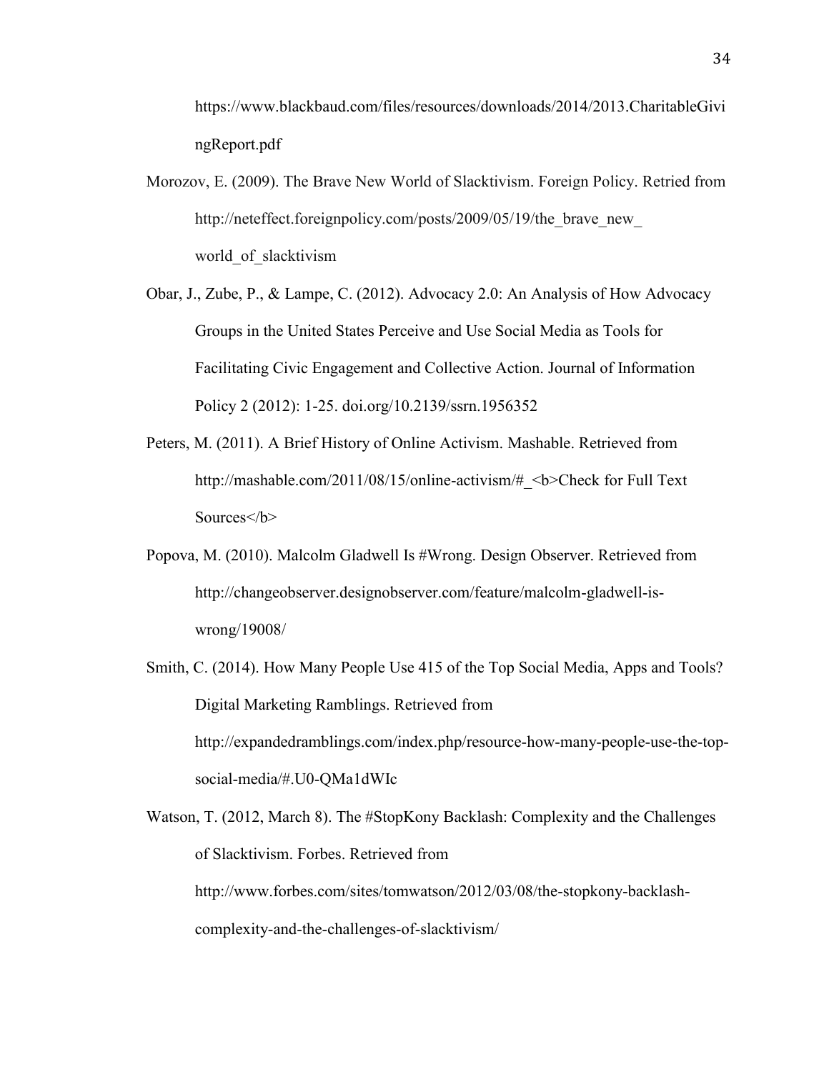https://www.blackbaud.com/files/resources/downloads/2014/2013.CharitableGivingReport.pdf

Morozov, E. (2009). The Brave New World of Slacktivism. Foreign Policy. Retried from http://neteffect.foreignpolicy.com/posts/2009/05/19/the_brave_new_world_of_slacktivism

Obar, J., Zube, P., & Lampe, C. (2012). Advocacy 2.0: An Analysis of How Advocacy Groups in the United States Perceive and Use Social Media as Tools for Facilitating Civic Engagement and Collective Action. Journal of Information Policy 2 (2012): 1-25. doi.org/10.2139/ssrn.1956352

Peters, M. (2011). A Brief History of Online Activism. Mashable. Retrieved from http://mashable.com/2011/08/15/online-activism/#_<b>Check for Full Text Sources</b>

Popova, M. (2010). Malcolm Gladwell Is #Wrong. Design Observer. Retrieved from http://changeobserver.designobserver.com/feature/malcolm-gladwell-is-wrong/19008/

Smith, C. (2014). How Many People Use 415 of the Top Social Media, Apps and Tools? Digital Marketing Ramblings. Retrieved from http://expandedramblings.com/index.php/resource-how-many-people-use-the-top-social-media/#.U0-QMa1dWIc

Watson, T. (2012, March 8). The #StopKony Backlash: Complexity and the Challenges of Slacktivism. Forbes. Retrieved from http://www.forbes.com/sites/tomwatson/2012/03/08/the-stopkony-backlash-complexity-and-the-challenges-of-slacktivism/